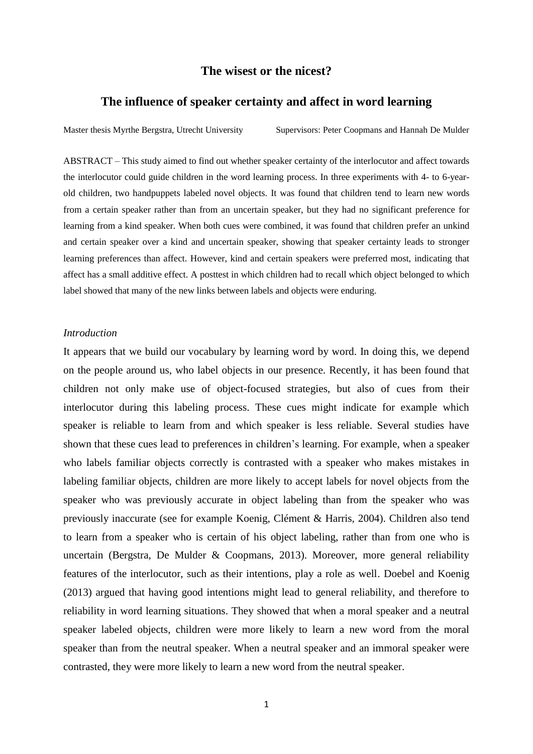# The wisest or the nicest?

## The influence of speaker certainty and affect in word learning

Master thesis Myrthe Bergstra, Utrecht University    Supervisors: Peter Coopmans and Hannah De Mulder

ABSTRACT – This study aimed to find out whether speaker certainty of the interlocutor and affect towards the interlocutor could guide children in the word learning process. In three experiments with 4- to 6-year-old children, two handpuppets labeled novel objects. It was found that children tend to learn new words from a certain speaker rather than from an uncertain speaker, but they had no significant preference for learning from a kind speaker. When both cues were combined, it was found that children prefer an unkind and certain speaker over a kind and uncertain speaker, showing that speaker certainty leads to stronger learning preferences than affect. However, kind and certain speakers were preferred most, indicating that affect has a small additive effect. A posttest in which children had to recall which object belonged to which label showed that many of the new links between labels and objects were enduring.

*Introduction*

It appears that we build our vocabulary by learning word by word. In doing this, we depend on the people around us, who label objects in our presence. Recently, it has been found that children not only make use of object-focused strategies, but also of cues from their interlocutor during this labeling process. These cues might indicate for example which speaker is reliable to learn from and which speaker is less reliable. Several studies have shown that these cues lead to preferences in children's learning. For example, when a speaker who labels familiar objects correctly is contrasted with a speaker who makes mistakes in labeling familiar objects, children are more likely to accept labels for novel objects from the speaker who was previously accurate in object labeling than from the speaker who was previously inaccurate (see for example Koenig, Clément & Harris, 2004). Children also tend to learn from a speaker who is certain of his object labeling, rather than from one who is uncertain (Bergstra, De Mulder & Coopmans, 2013). Moreover, more general reliability features of the interlocutor, such as their intentions, play a role as well. Doebel and Koenig (2013) argued that having good intentions might lead to general reliability, and therefore to reliability in word learning situations. They showed that when a moral speaker and a neutral speaker labeled objects, children were more likely to learn a new word from the moral speaker than from the neutral speaker. When a neutral speaker and an immoral speaker were contrasted, they were more likely to learn a new word from the neutral speaker.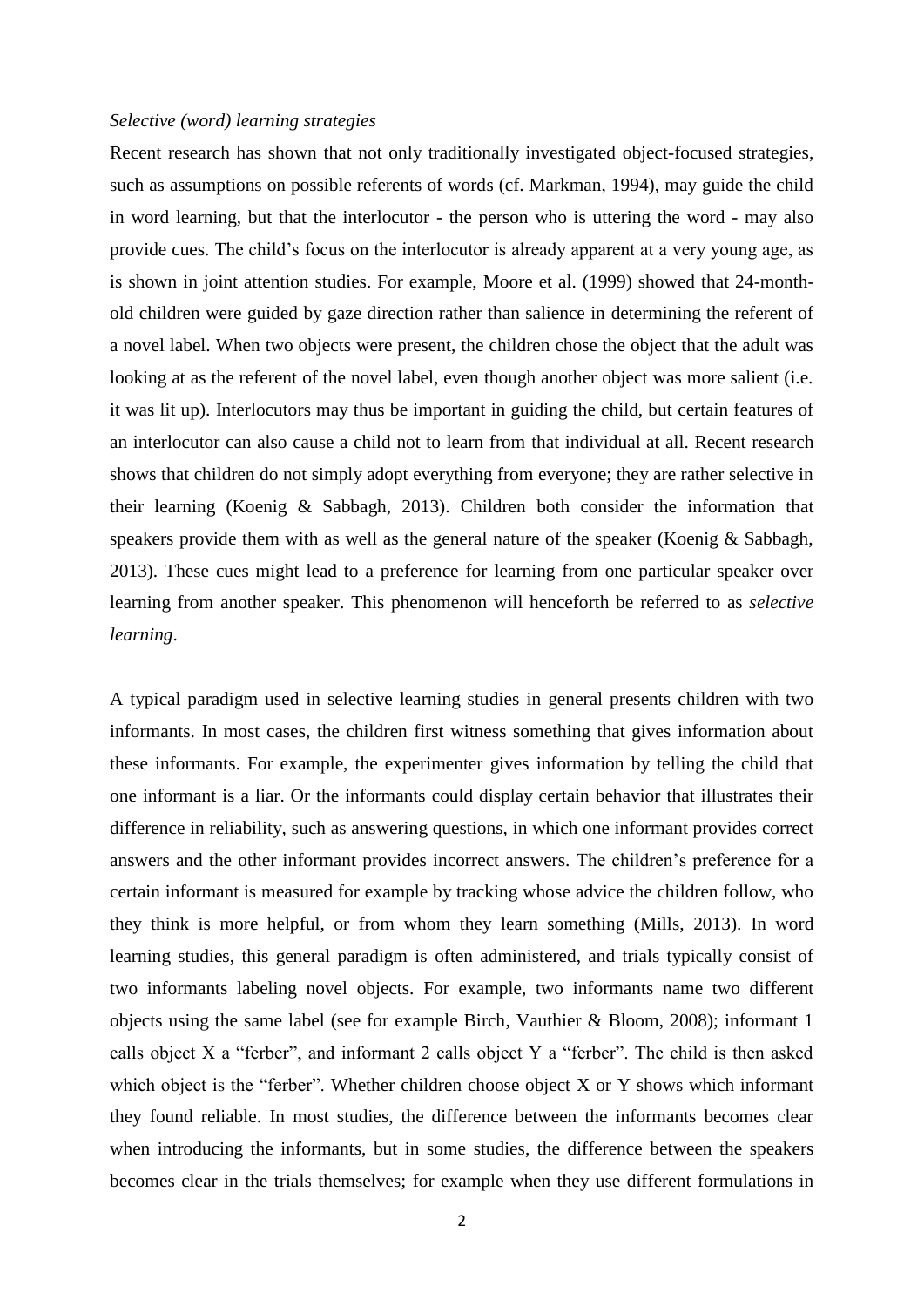*Selective (word) learning strategies*

Recent research has shown that not only traditionally investigated object-focused strategies, such as assumptions on possible referents of words (cf. Markman, 1994), may guide the child in word learning, but that the interlocutor - the person who is uttering the word - may also provide cues. The child's focus on the interlocutor is already apparent at a very young age, as is shown in joint attention studies. For example, Moore et al. (1999) showed that 24-month-old children were guided by gaze direction rather than salience in determining the referent of a novel label. When two objects were present, the children chose the object that the adult was looking at as the referent of the novel label, even though another object was more salient (i.e. it was lit up). Interlocutors may thus be important in guiding the child, but certain features of an interlocutor can also cause a child not to learn from that individual at all. Recent research shows that children do not simply adopt everything from everyone; they are rather selective in their learning (Koenig & Sabbagh, 2013). Children both consider the information that speakers provide them with as well as the general nature of the speaker (Koenig & Sabbagh, 2013). These cues might lead to a preference for learning from one particular speaker over learning from another speaker. This phenomenon will henceforth be referred to as *selective learning*.

A typical paradigm used in selective learning studies in general presents children with two informants. In most cases, the children first witness something that gives information about these informants. For example, the experimenter gives information by telling the child that one informant is a liar. Or the informants could display certain behavior that illustrates their difference in reliability, such as answering questions, in which one informant provides correct answers and the other informant provides incorrect answers. The children's preference for a certain informant is measured for example by tracking whose advice the children follow, who they think is more helpful, or from whom they learn something (Mills, 2013). In word learning studies, this general paradigm is often administered, and trials typically consist of two informants labeling novel objects. For example, two informants name two different objects using the same label (see for example Birch, Vauthier & Bloom, 2008); informant 1 calls object X a "ferber", and informant 2 calls object Y a "ferber". The child is then asked which object is the "ferber". Whether children choose object X or Y shows which informant they found reliable. In most studies, the difference between the informants becomes clear when introducing the informants, but in some studies, the difference between the speakers becomes clear in the trials themselves; for example when they use different formulations in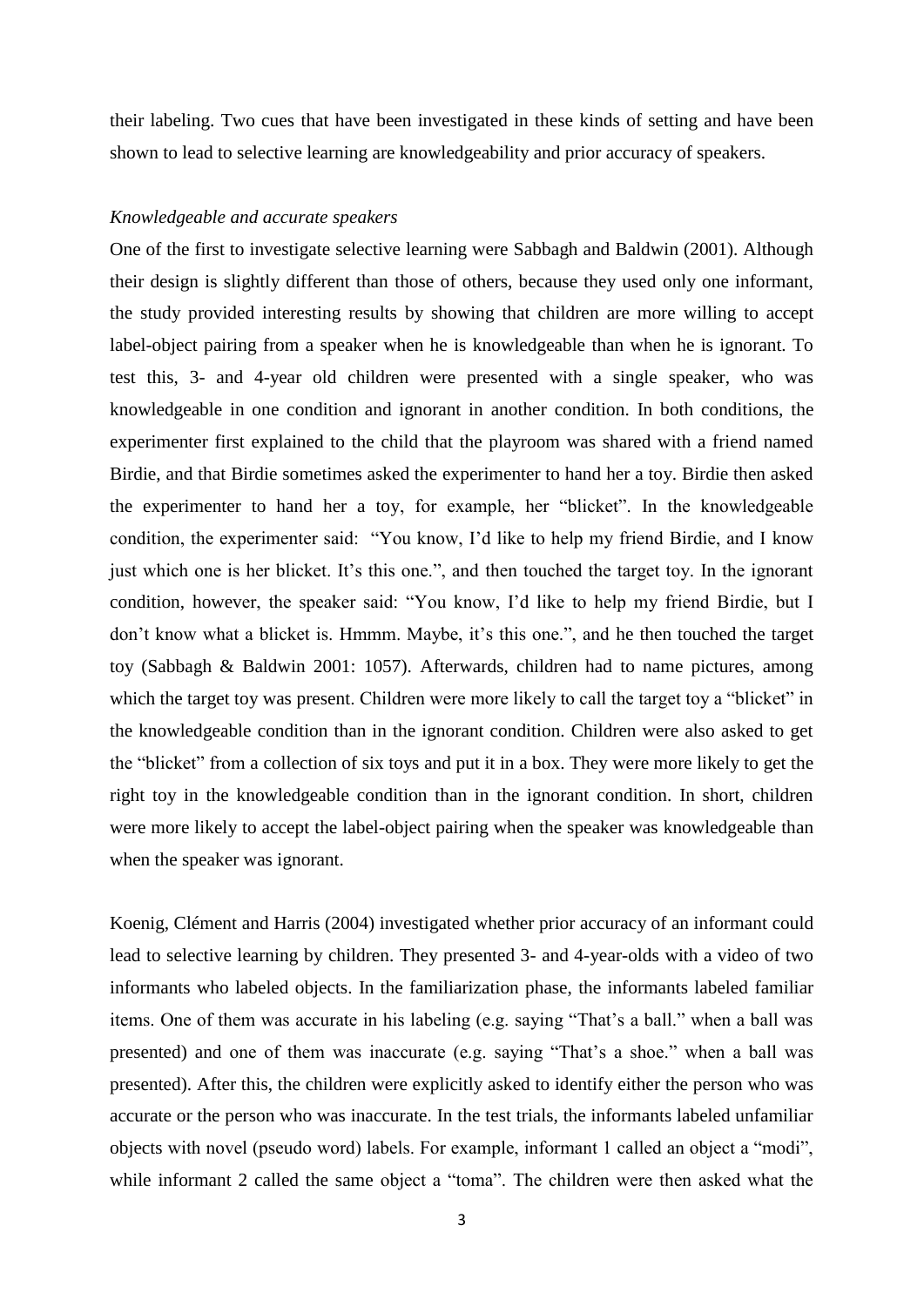their labeling. Two cues that have been investigated in these kinds of setting and have been shown to lead to selective learning are knowledgeability and prior accuracy of speakers.

*Knowledgeable and accurate speakers*

One of the first to investigate selective learning were Sabbagh and Baldwin (2001). Although their design is slightly different than those of others, because they used only one informant, the study provided interesting results by showing that children are more willing to accept label-object pairing from a speaker when he is knowledgeable than when he is ignorant. To test this, 3- and 4-year old children were presented with a single speaker, who was knowledgeable in one condition and ignorant in another condition. In both conditions, the experimenter first explained to the child that the playroom was shared with a friend named Birdie, and that Birdie sometimes asked the experimenter to hand her a toy. Birdie then asked the experimenter to hand her a toy, for example, her "blicket". In the knowledgeable condition, the experimenter said: "You know, I'd like to help my friend Birdie, and I know just which one is her blicket. It's this one.", and then touched the target toy. In the ignorant condition, however, the speaker said: "You know, I'd like to help my friend Birdie, but I don't know what a blicket is. Hmmm. Maybe, it's this one.", and he then touched the target toy (Sabbagh & Baldwin 2001: 1057). Afterwards, children had to name pictures, among which the target toy was present. Children were more likely to call the target toy a "blicket" in the knowledgeable condition than in the ignorant condition. Children were also asked to get the "blicket" from a collection of six toys and put it in a box. They were more likely to get the right toy in the knowledgeable condition than in the ignorant condition. In short, children were more likely to accept the label-object pairing when the speaker was knowledgeable than when the speaker was ignorant.

Koenig, Clément and Harris (2004) investigated whether prior accuracy of an informant could lead to selective learning by children. They presented 3- and 4-year-olds with a video of two informants who labeled objects. In the familiarization phase, the informants labeled familiar items. One of them was accurate in his labeling (e.g. saying "That's a ball." when a ball was presented) and one of them was inaccurate (e.g. saying "That's a shoe." when a ball was presented). After this, the children were explicitly asked to identify either the person who was accurate or the person who was inaccurate. In the test trials, the informants labeled unfamiliar objects with novel (pseudo word) labels. For example, informant 1 called an object a "modi", while informant 2 called the same object a "toma". The children were then asked what the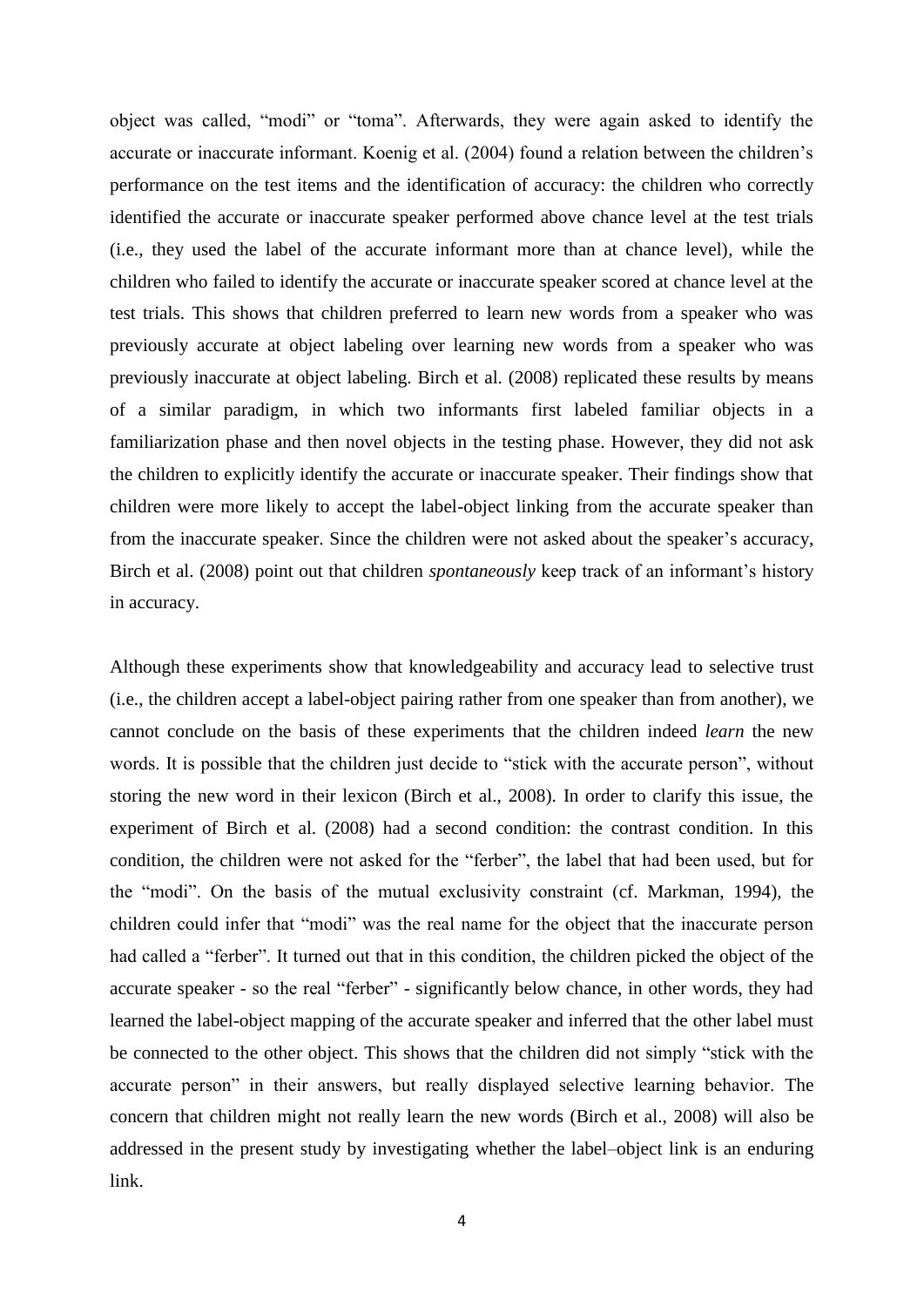object was called, "modi" or "toma". Afterwards, they were again asked to identify the accurate or inaccurate informant. Koenig et al. (2004) found a relation between the children's performance on the test items and the identification of accuracy: the children who correctly identified the accurate or inaccurate speaker performed above chance level at the test trials (i.e., they used the label of the accurate informant more than at chance level), while the children who failed to identify the accurate or inaccurate speaker scored at chance level at the test trials. This shows that children preferred to learn new words from a speaker who was previously accurate at object labeling over learning new words from a speaker who was previously inaccurate at object labeling. Birch et al. (2008) replicated these results by means of a similar paradigm, in which two informants first labeled familiar objects in a familiarization phase and then novel objects in the testing phase. However, they did not ask the children to explicitly identify the accurate or inaccurate speaker. Their findings show that children were more likely to accept the label-object linking from the accurate speaker than from the inaccurate speaker. Since the children were not asked about the speaker's accuracy, Birch et al. (2008) point out that children *spontaneously* keep track of an informant's history in accuracy.

Although these experiments show that knowledgeability and accuracy lead to selective trust (i.e., the children accept a label-object pairing rather from one speaker than from another), we cannot conclude on the basis of these experiments that the children indeed *learn* the new words. It is possible that the children just decide to "stick with the accurate person", without storing the new word in their lexicon (Birch et al., 2008). In order to clarify this issue, the experiment of Birch et al. (2008) had a second condition: the contrast condition. In this condition, the children were not asked for the "ferber", the label that had been used, but for the "modi". On the basis of the mutual exclusivity constraint (cf. Markman, 1994), the children could infer that "modi" was the real name for the object that the inaccurate person had called a "ferber". It turned out that in this condition, the children picked the object of the accurate speaker - so the real "ferber" - significantly below chance, in other words, they had learned the label-object mapping of the accurate speaker and inferred that the other label must be connected to the other object. This shows that the children did not simply "stick with the accurate person" in their answers, but really displayed selective learning behavior. The concern that children might not really learn the new words (Birch et al., 2008) will also be addressed in the present study by investigating whether the label–object link is an enduring link.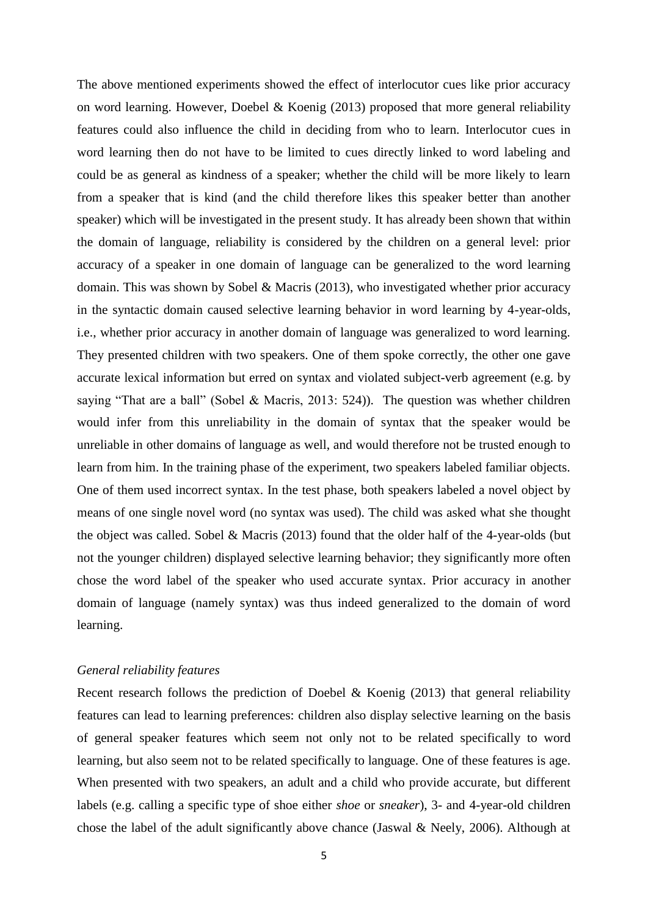The above mentioned experiments showed the effect of interlocutor cues like prior accuracy on word learning. However, Doebel & Koenig (2013) proposed that more general reliability features could also influence the child in deciding from who to learn. Interlocutor cues in word learning then do not have to be limited to cues directly linked to word labeling and could be as general as kindness of a speaker; whether the child will be more likely to learn from a speaker that is kind (and the child therefore likes this speaker better than another speaker) which will be investigated in the present study. It has already been shown that within the domain of language, reliability is considered by the children on a general level: prior accuracy of a speaker in one domain of language can be generalized to the word learning domain. This was shown by Sobel & Macris (2013), who investigated whether prior accuracy in the syntactic domain caused selective learning behavior in word learning by 4-year-olds, i.e., whether prior accuracy in another domain of language was generalized to word learning. They presented children with two speakers. One of them spoke correctly, the other one gave accurate lexical information but erred on syntax and violated subject-verb agreement (e.g. by saying "That are a ball" (Sobel & Macris, 2013: 524)). The question was whether children would infer from this unreliability in the domain of syntax that the speaker would be unreliable in other domains of language as well, and would therefore not be trusted enough to learn from him. In the training phase of the experiment, two speakers labeled familiar objects. One of them used incorrect syntax. In the test phase, both speakers labeled a novel object by means of one single novel word (no syntax was used). The child was asked what she thought the object was called. Sobel & Macris (2013) found that the older half of the 4-year-olds (but not the younger children) displayed selective learning behavior; they significantly more often chose the word label of the speaker who used accurate syntax. Prior accuracy in another domain of language (namely syntax) was thus indeed generalized to the domain of word learning.

*General reliability features*

Recent research follows the prediction of Doebel & Koenig (2013) that general reliability features can lead to learning preferences: children also display selective learning on the basis of general speaker features which seem not only not to be related specifically to word learning, but also seem not to be related specifically to language. One of these features is age. When presented with two speakers, an adult and a child who provide accurate, but different labels (e.g. calling a specific type of shoe either *shoe* or *sneaker*), 3- and 4-year-old children chose the label of the adult significantly above chance (Jaswal & Neely, 2006). Although at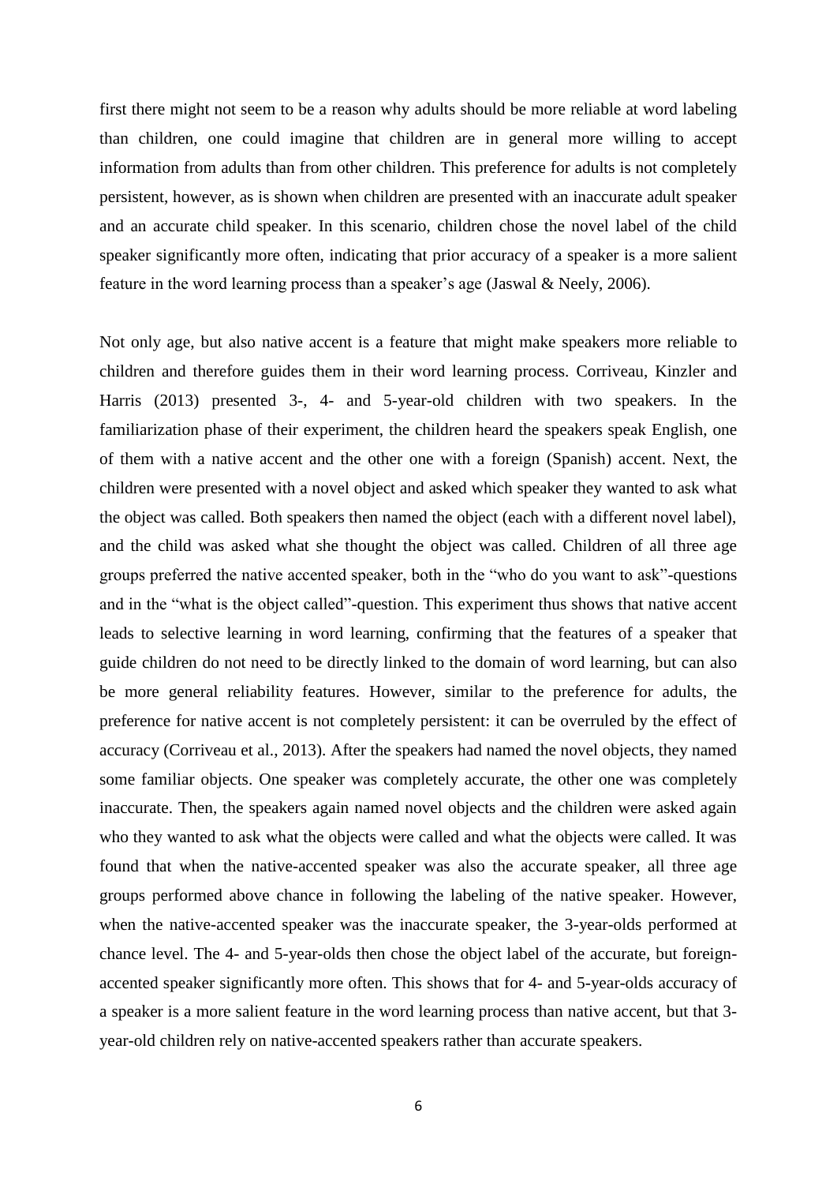first there might not seem to be a reason why adults should be more reliable at word labeling than children, one could imagine that children are in general more willing to accept information from adults than from other children. This preference for adults is not completely persistent, however, as is shown when children are presented with an inaccurate adult speaker and an accurate child speaker. In this scenario, children chose the novel label of the child speaker significantly more often, indicating that prior accuracy of a speaker is a more salient feature in the word learning process than a speaker's age (Jaswal & Neely, 2006).

Not only age, but also native accent is a feature that might make speakers more reliable to children and therefore guides them in their word learning process. Corriveau, Kinzler and Harris (2013) presented 3-, 4- and 5-year-old children with two speakers. In the familiarization phase of their experiment, the children heard the speakers speak English, one of them with a native accent and the other one with a foreign (Spanish) accent. Next, the children were presented with a novel object and asked which speaker they wanted to ask what the object was called. Both speakers then named the object (each with a different novel label), and the child was asked what she thought the object was called. Children of all three age groups preferred the native accented speaker, both in the "who do you want to ask"-questions and in the "what is the object called"-question. This experiment thus shows that native accent leads to selective learning in word learning, confirming that the features of a speaker that guide children do not need to be directly linked to the domain of word learning, but can also be more general reliability features. However, similar to the preference for adults, the preference for native accent is not completely persistent: it can be overruled by the effect of accuracy (Corriveau et al., 2013). After the speakers had named the novel objects, they named some familiar objects. One speaker was completely accurate, the other one was completely inaccurate. Then, the speakers again named novel objects and the children were asked again who they wanted to ask what the objects were called and what the objects were called. It was found that when the native-accented speaker was also the accurate speaker, all three age groups performed above chance in following the labeling of the native speaker. However, when the native-accented speaker was the inaccurate speaker, the 3-year-olds performed at chance level. The 4- and 5-year-olds then chose the object label of the accurate, but foreign-accented speaker significantly more often. This shows that for 4- and 5-year-olds accuracy of a speaker is a more salient feature in the word learning process than native accent, but that 3-year-old children rely on native-accented speakers rather than accurate speakers.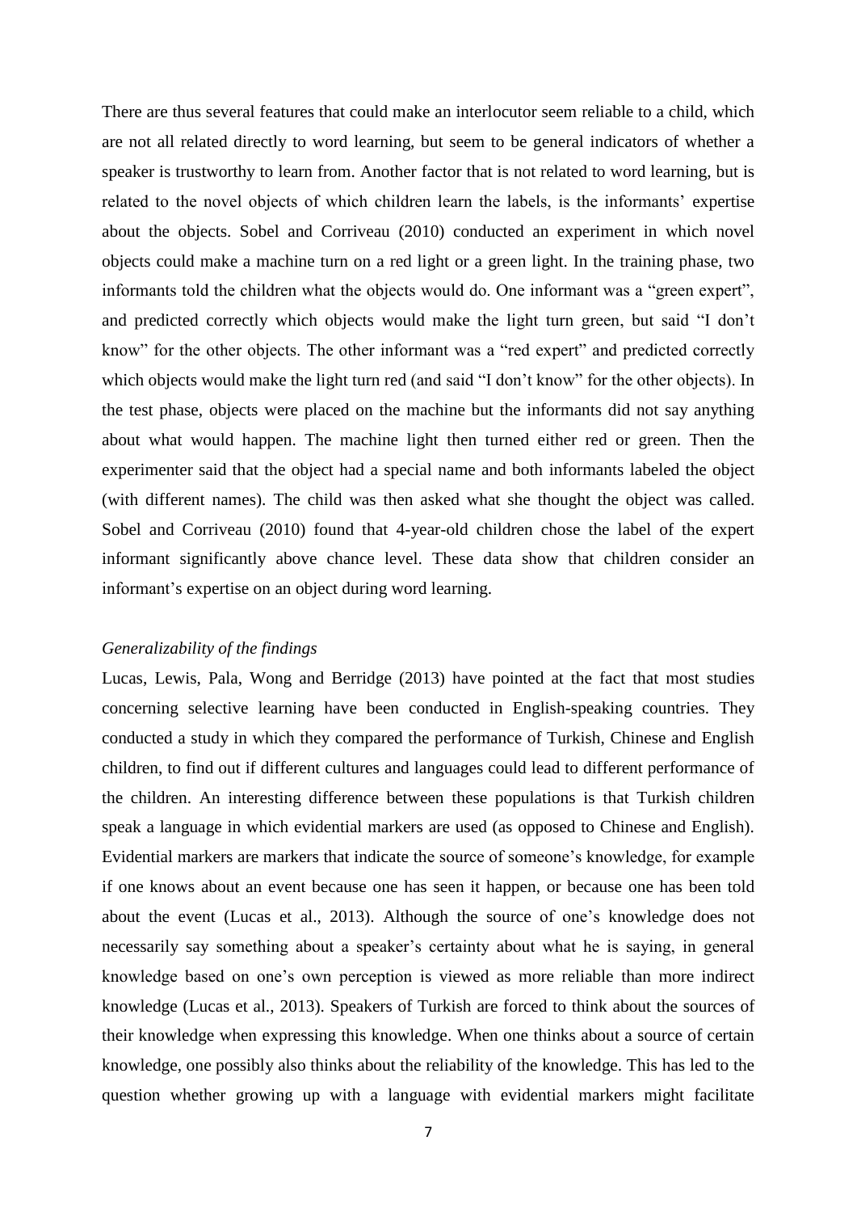There are thus several features that could make an interlocutor seem reliable to a child, which are not all related directly to word learning, but seem to be general indicators of whether a speaker is trustworthy to learn from. Another factor that is not related to word learning, but is related to the novel objects of which children learn the labels, is the informants' expertise about the objects. Sobel and Corriveau (2010) conducted an experiment in which novel objects could make a machine turn on a red light or a green light. In the training phase, two informants told the children what the objects would do. One informant was a "green expert", and predicted correctly which objects would make the light turn green, but said "I don't know" for the other objects. The other informant was a "red expert" and predicted correctly which objects would make the light turn red (and said "I don't know" for the other objects). In the test phase, objects were placed on the machine but the informants did not say anything about what would happen. The machine light then turned either red or green. Then the experimenter said that the object had a special name and both informants labeled the object (with different names). The child was then asked what she thought the object was called. Sobel and Corriveau (2010) found that 4-year-old children chose the label of the expert informant significantly above chance level. These data show that children consider an informant's expertise on an object during word learning.

*Generalizability of the findings*

Lucas, Lewis, Pala, Wong and Berridge (2013) have pointed at the fact that most studies concerning selective learning have been conducted in English-speaking countries. They conducted a study in which they compared the performance of Turkish, Chinese and English children, to find out if different cultures and languages could lead to different performance of the children. An interesting difference between these populations is that Turkish children speak a language in which evidential markers are used (as opposed to Chinese and English). Evidential markers are markers that indicate the source of someone's knowledge, for example if one knows about an event because one has seen it happen, or because one has been told about the event (Lucas et al., 2013). Although the source of one's knowledge does not necessarily say something about a speaker's certainty about what he is saying, in general knowledge based on one's own perception is viewed as more reliable than more indirect knowledge (Lucas et al., 2013). Speakers of Turkish are forced to think about the sources of their knowledge when expressing this knowledge. When one thinks about a source of certain knowledge, one possibly also thinks about the reliability of the knowledge. This has led to the question whether growing up with a language with evidential markers might facilitate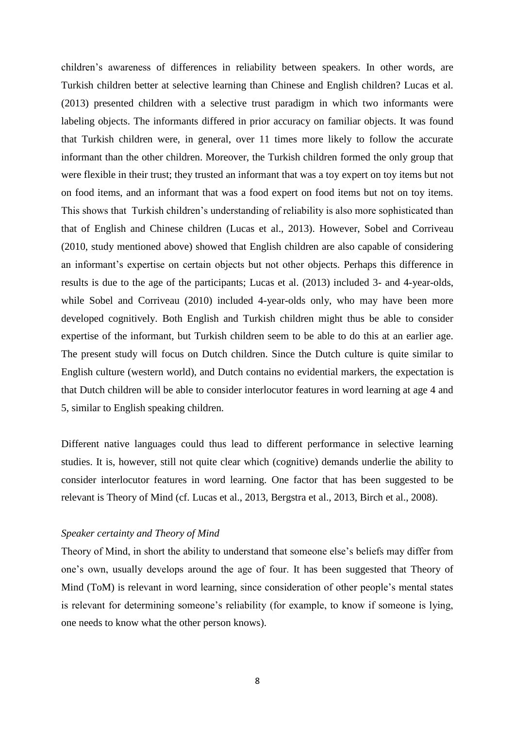children's awareness of differences in reliability between speakers. In other words, are Turkish children better at selective learning than Chinese and English children? Lucas et al. (2013) presented children with a selective trust paradigm in which two informants were labeling objects. The informants differed in prior accuracy on familiar objects. It was found that Turkish children were, in general, over 11 times more likely to follow the accurate informant than the other children. Moreover, the Turkish children formed the only group that were flexible in their trust; they trusted an informant that was a toy expert on toy items but not on food items, and an informant that was a food expert on food items but not on toy items. This shows that Turkish children's understanding of reliability is also more sophisticated than that of English and Chinese children (Lucas et al., 2013). However, Sobel and Corriveau (2010, study mentioned above) showed that English children are also capable of considering an informant's expertise on certain objects but not other objects. Perhaps this difference in results is due to the age of the participants; Lucas et al. (2013) included 3- and 4-year-olds, while Sobel and Corriveau (2010) included 4-year-olds only, who may have been more developed cognitively. Both English and Turkish children might thus be able to consider expertise of the informant, but Turkish children seem to be able to do this at an earlier age. The present study will focus on Dutch children. Since the Dutch culture is quite similar to English culture (western world), and Dutch contains no evidential markers, the expectation is that Dutch children will be able to consider interlocutor features in word learning at age 4 and 5, similar to English speaking children.

Different native languages could thus lead to different performance in selective learning studies. It is, however, still not quite clear which (cognitive) demands underlie the ability to consider interlocutor features in word learning. One factor that has been suggested to be relevant is Theory of Mind (cf. Lucas et al., 2013, Bergstra et al., 2013, Birch et al., 2008).

*Speaker certainty and Theory of Mind*

Theory of Mind, in short the ability to understand that someone else's beliefs may differ from one's own, usually develops around the age of four. It has been suggested that Theory of Mind (ToM) is relevant in word learning, since consideration of other people's mental states is relevant for determining someone's reliability (for example, to know if someone is lying, one needs to know what the other person knows).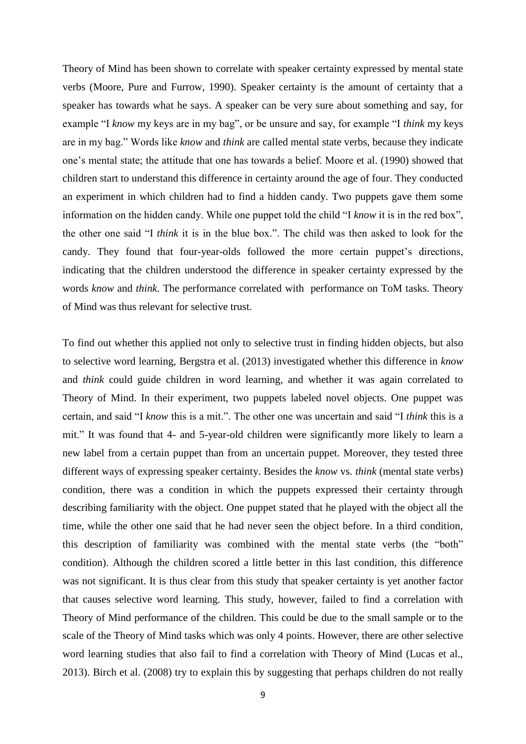Theory of Mind has been shown to correlate with speaker certainty expressed by mental state verbs (Moore, Pure and Furrow, 1990). Speaker certainty is the amount of certainty that a speaker has towards what he says. A speaker can be very sure about something and say, for example "I *know* my keys are in my bag", or be unsure and say, for example "I *think* my keys are in my bag." Words like *know* and *think* are called mental state verbs, because they indicate one's mental state; the attitude that one has towards a belief. Moore et al. (1990) showed that children start to understand this difference in certainty around the age of four. They conducted an experiment in which children had to find a hidden candy. Two puppets gave them some information on the hidden candy. While one puppet told the child "I *know* it is in the red box", the other one said "I *think* it is in the blue box.". The child was then asked to look for the candy. They found that four-year-olds followed the more certain puppet's directions, indicating that the children understood the difference in speaker certainty expressed by the words *know* and *think*. The performance correlated with performance on ToM tasks. Theory of Mind was thus relevant for selective trust.

To find out whether this applied not only to selective trust in finding hidden objects, but also to selective word learning, Bergstra et al. (2013) investigated whether this difference in *know* and *think* could guide children in word learning, and whether it was again correlated to Theory of Mind. In their experiment, two puppets labeled novel objects. One puppet was certain, and said "I *know* this is a mit.". The other one was uncertain and said "I *think* this is a mit." It was found that 4- and 5-year-old children were significantly more likely to learn a new label from a certain puppet than from an uncertain puppet. Moreover, they tested three different ways of expressing speaker certainty. Besides the *know* vs. *think* (mental state verbs) condition, there was a condition in which the puppets expressed their certainty through describing familiarity with the object. One puppet stated that he played with the object all the time, while the other one said that he had never seen the object before. In a third condition, this description of familiarity was combined with the mental state verbs (the "both" condition). Although the children scored a little better in this last condition, this difference was not significant. It is thus clear from this study that speaker certainty is yet another factor that causes selective word learning. This study, however, failed to find a correlation with Theory of Mind performance of the children. This could be due to the small sample or to the scale of the Theory of Mind tasks which was only 4 points. However, there are other selective word learning studies that also fail to find a correlation with Theory of Mind (Lucas et al., 2013). Birch et al. (2008) try to explain this by suggesting that perhaps children do not really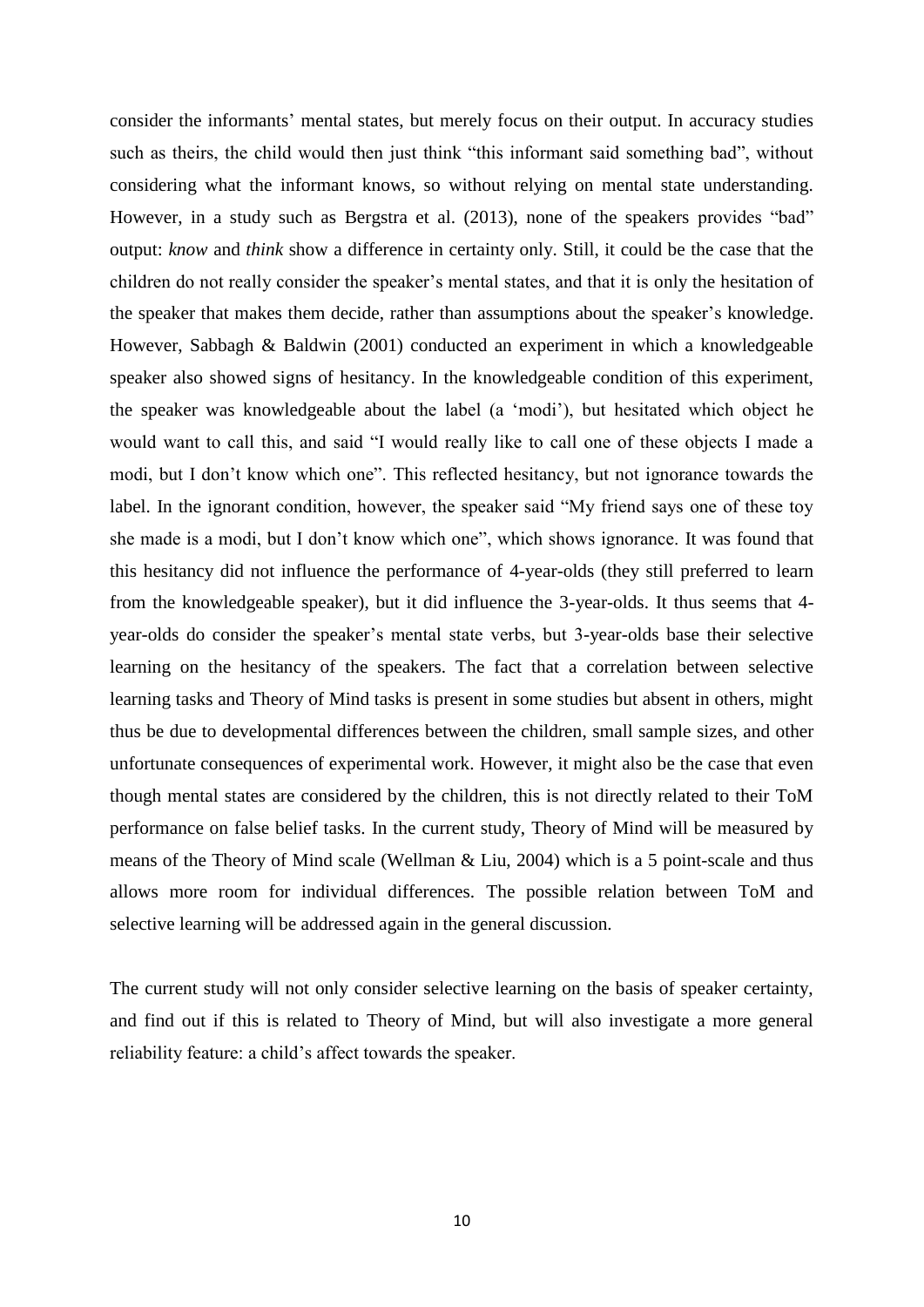consider the informants' mental states, but merely focus on their output. In accuracy studies such as theirs, the child would then just think "this informant said something bad", without considering what the informant knows, so without relying on mental state understanding. However, in a study such as Bergstra et al. (2013), none of the speakers provides "bad" output: *know* and *think* show a difference in certainty only. Still, it could be the case that the children do not really consider the speaker's mental states, and that it is only the hesitation of the speaker that makes them decide, rather than assumptions about the speaker's knowledge. However, Sabbagh & Baldwin (2001) conducted an experiment in which a knowledgeable speaker also showed signs of hesitancy. In the knowledgeable condition of this experiment, the speaker was knowledgeable about the label (a 'modi'), but hesitated which object he would want to call this, and said "I would really like to call one of these objects I made a modi, but I don't know which one". This reflected hesitancy, but not ignorance towards the label. In the ignorant condition, however, the speaker said "My friend says one of these toy she made is a modi, but I don't know which one", which shows ignorance. It was found that this hesitancy did not influence the performance of 4-year-olds (they still preferred to learn from the knowledgeable speaker), but it did influence the 3-year-olds. It thus seems that 4-year-olds do consider the speaker's mental state verbs, but 3-year-olds base their selective learning on the hesitancy of the speakers. The fact that a correlation between selective learning tasks and Theory of Mind tasks is present in some studies but absent in others, might thus be due to developmental differences between the children, small sample sizes, and other unfortunate consequences of experimental work. However, it might also be the case that even though mental states are considered by the children, this is not directly related to their ToM performance on false belief tasks. In the current study, Theory of Mind will be measured by means of the Theory of Mind scale (Wellman & Liu, 2004) which is a 5 point-scale and thus allows more room for individual differences. The possible relation between ToM and selective learning will be addressed again in the general discussion.

The current study will not only consider selective learning on the basis of speaker certainty, and find out if this is related to Theory of Mind, but will also investigate a more general reliability feature: a child's affect towards the speaker.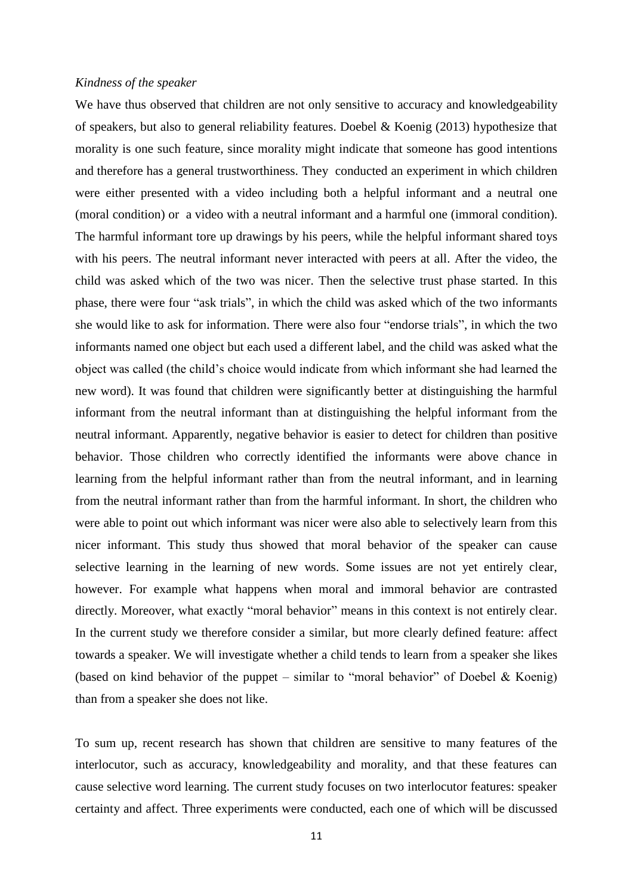*Kindness of the speaker*

We have thus observed that children are not only sensitive to accuracy and knowledgeability of speakers, but also to general reliability features. Doebel & Koenig (2013) hypothesize that morality is one such feature, since morality might indicate that someone has good intentions and therefore has a general trustworthiness. They conducted an experiment in which children were either presented with a video including both a helpful informant and a neutral one (moral condition) or a video with a neutral informant and a harmful one (immoral condition). The harmful informant tore up drawings by his peers, while the helpful informant shared toys with his peers. The neutral informant never interacted with peers at all. After the video, the child was asked which of the two was nicer. Then the selective trust phase started. In this phase, there were four "ask trials", in which the child was asked which of the two informants she would like to ask for information. There were also four "endorse trials", in which the two informants named one object but each used a different label, and the child was asked what the object was called (the child's choice would indicate from which informant she had learned the new word). It was found that children were significantly better at distinguishing the harmful informant from the neutral informant than at distinguishing the helpful informant from the neutral informant. Apparently, negative behavior is easier to detect for children than positive behavior. Those children who correctly identified the informants were above chance in learning from the helpful informant rather than from the neutral informant, and in learning from the neutral informant rather than from the harmful informant. In short, the children who were able to point out which informant was nicer were also able to selectively learn from this nicer informant. This study thus showed that moral behavior of the speaker can cause selective learning in the learning of new words. Some issues are not yet entirely clear, however. For example what happens when moral and immoral behavior are contrasted directly. Moreover, what exactly "moral behavior" means in this context is not entirely clear. In the current study we therefore consider a similar, but more clearly defined feature: affect towards a speaker. We will investigate whether a child tends to learn from a speaker she likes (based on kind behavior of the puppet – similar to "moral behavior" of Doebel & Koenig) than from a speaker she does not like.

To sum up, recent research has shown that children are sensitive to many features of the interlocutor, such as accuracy, knowledgeability and morality, and that these features can cause selective word learning. The current study focuses on two interlocutor features: speaker certainty and affect. Three experiments were conducted, each one of which will be discussed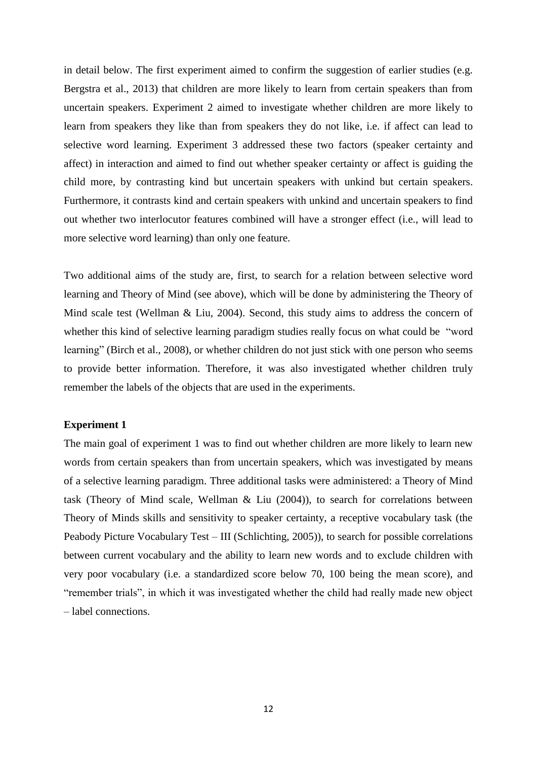in detail below. The first experiment aimed to confirm the suggestion of earlier studies (e.g. Bergstra et al., 2013) that children are more likely to learn from certain speakers than from uncertain speakers. Experiment 2 aimed to investigate whether children are more likely to learn from speakers they like than from speakers they do not like, i.e. if affect can lead to selective word learning. Experiment 3 addressed these two factors (speaker certainty and affect) in interaction and aimed to find out whether speaker certainty or affect is guiding the child more, by contrasting kind but uncertain speakers with unkind but certain speakers. Furthermore, it contrasts kind and certain speakers with unkind and uncertain speakers to find out whether two interlocutor features combined will have a stronger effect (i.e., will lead to more selective word learning) than only one feature.

Two additional aims of the study are, first, to search for a relation between selective word learning and Theory of Mind (see above), which will be done by administering the Theory of Mind scale test (Wellman & Liu, 2004). Second, this study aims to address the concern of whether this kind of selective learning paradigm studies really focus on what could be "word learning" (Birch et al., 2008), or whether children do not just stick with one person who seems to provide better information. Therefore, it was also investigated whether children truly remember the labels of the objects that are used in the experiments.

**Experiment 1**

The main goal of experiment 1 was to find out whether children are more likely to learn new words from certain speakers than from uncertain speakers, which was investigated by means of a selective learning paradigm. Three additional tasks were administered: a Theory of Mind task (Theory of Mind scale, Wellman & Liu (2004)), to search for correlations between Theory of Minds skills and sensitivity to speaker certainty, a receptive vocabulary task (the Peabody Picture Vocabulary Test – III (Schlichting, 2005)), to search for possible correlations between current vocabulary and the ability to learn new words and to exclude children with very poor vocabulary (i.e. a standardized score below 70, 100 being the mean score), and "remember trials", in which it was investigated whether the child had really made new object – label connections.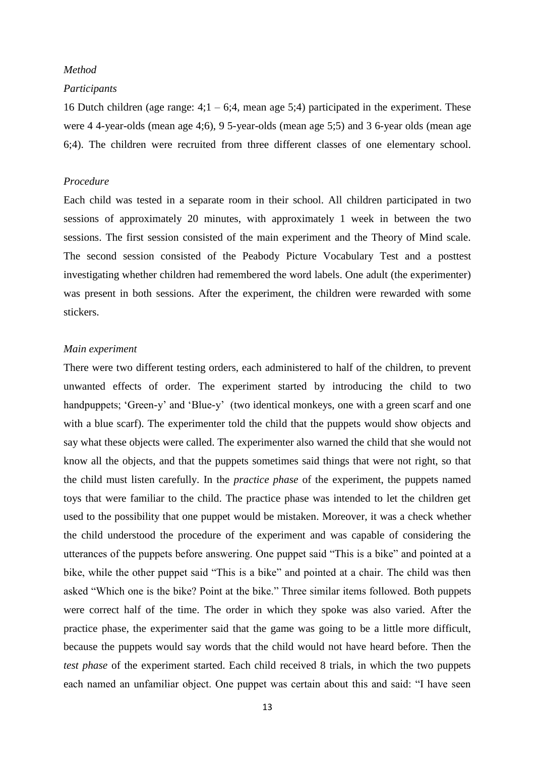*Method*

*Participants*

16 Dutch children (age range: 4;1 – 6;4, mean age 5;4) participated in the experiment. These were 4 4-year-olds (mean age 4;6), 9 5-year-olds (mean age 5;5) and 3 6-year olds (mean age 6;4). The children were recruited from three different classes of one elementary school.

*Procedure*

Each child was tested in a separate room in their school. All children participated in two sessions of approximately 20 minutes, with approximately 1 week in between the two sessions. The first session consisted of the main experiment and the Theory of Mind scale. The second session consisted of the Peabody Picture Vocabulary Test and a posttest investigating whether children had remembered the word labels. One adult (the experimenter) was present in both sessions. After the experiment, the children were rewarded with some stickers.

*Main experiment*

There were two different testing orders, each administered to half of the children, to prevent unwanted effects of order. The experiment started by introducing the child to two handpuppets; 'Green-y' and 'Blue-y' (two identical monkeys, one with a green scarf and one with a blue scarf). The experimenter told the child that the puppets would show objects and say what these objects were called. The experimenter also warned the child that she would not know all the objects, and that the puppets sometimes said things that were not right, so that the child must listen carefully. In the *practice phase* of the experiment, the puppets named toys that were familiar to the child. The practice phase was intended to let the children get used to the possibility that one puppet would be mistaken. Moreover, it was a check whether the child understood the procedure of the experiment and was capable of considering the utterances of the puppets before answering. One puppet said "This is a bike" and pointed at a bike, while the other puppet said "This is a bike" and pointed at a chair. The child was then asked "Which one is the bike? Point at the bike." Three similar items followed. Both puppets were correct half of the time. The order in which they spoke was also varied. After the practice phase, the experimenter said that the game was going to be a little more difficult, because the puppets would say words that the child would not have heard before. Then the *test phase* of the experiment started. Each child received 8 trials, in which the two puppets each named an unfamiliar object. One puppet was certain about this and said: "I have seen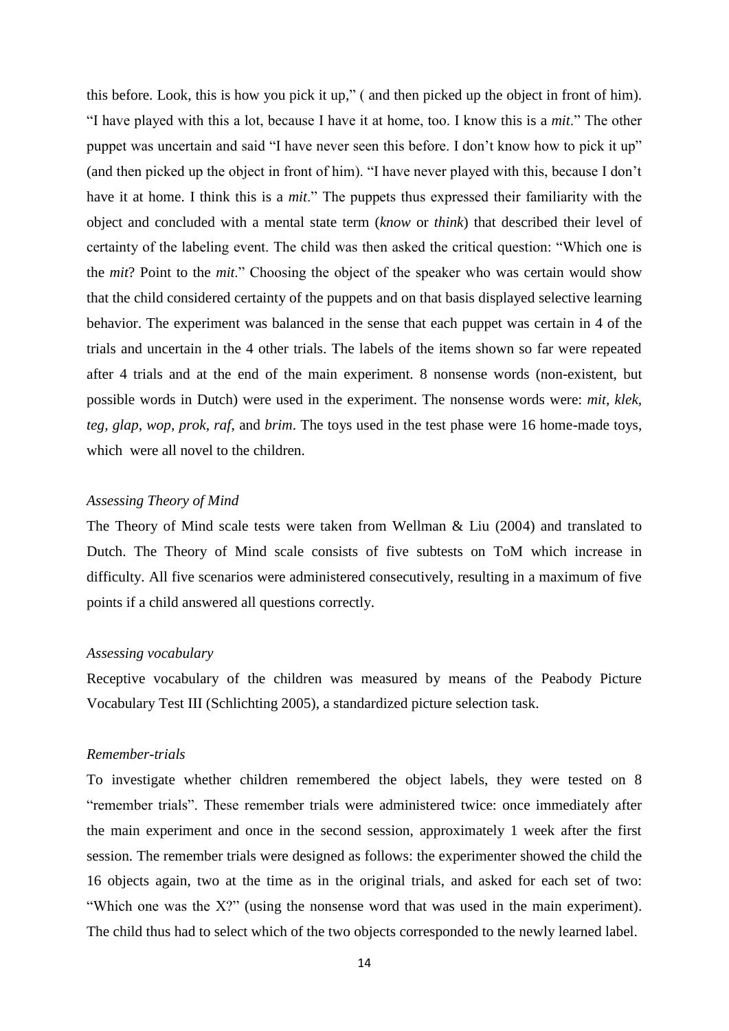this before. Look, this is how you pick it up," ( and then picked up the object in front of him). "I have played with this a lot, because I have it at home, too. I know this is a *mit*." The other puppet was uncertain and said "I have never seen this before. I don't know how to pick it up" (and then picked up the object in front of him). "I have never played with this, because I don't have it at home. I think this is a *mit*." The puppets thus expressed their familiarity with the object and concluded with a mental state term (*know* or *think*) that described their level of certainty of the labeling event. The child was then asked the critical question: "Which one is the *mit*? Point to the *mit*." Choosing the object of the speaker who was certain would show that the child considered certainty of the puppets and on that basis displayed selective learning behavior. The experiment was balanced in the sense that each puppet was certain in 4 of the trials and uncertain in the 4 other trials. The labels of the items shown so far were repeated after 4 trials and at the end of the main experiment. 8 nonsense words (non-existent, but possible words in Dutch) were used in the experiment. The nonsense words were: *mit*, *klek*, *teg*, *glap*, *wop*, *prok*, *raf*, and *brim*. The toys used in the test phase were 16 home-made toys, which were all novel to the children.

*Assessing Theory of Mind*

The Theory of Mind scale tests were taken from Wellman & Liu (2004) and translated to Dutch. The Theory of Mind scale consists of five subtests on ToM which increase in difficulty. All five scenarios were administered consecutively, resulting in a maximum of five points if a child answered all questions correctly.

*Assessing vocabulary*

Receptive vocabulary of the children was measured by means of the Peabody Picture Vocabulary Test III (Schlichting 2005), a standardized picture selection task.

*Remember-trials*

To investigate whether children remembered the object labels, they were tested on 8 "remember trials". These remember trials were administered twice: once immediately after the main experiment and once in the second session, approximately 1 week after the first session. The remember trials were designed as follows: the experimenter showed the child the 16 objects again, two at the time as in the original trials, and asked for each set of two: "Which one was the X?" (using the nonsense word that was used in the main experiment). The child thus had to select which of the two objects corresponded to the newly learned label.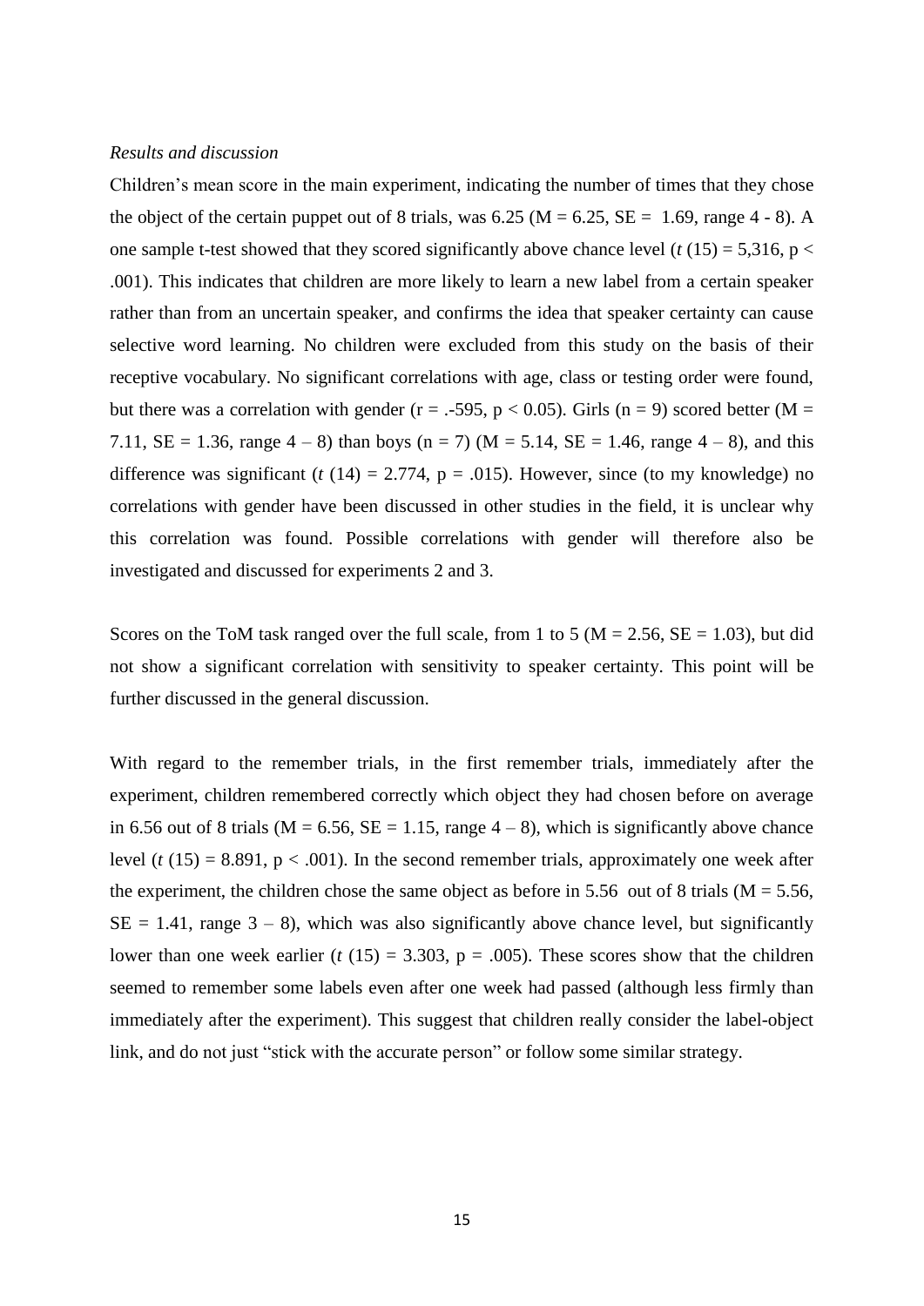*Results and discussion*

Children's mean score in the main experiment, indicating the number of times that they chose the object of the certain puppet out of 8 trials, was 6.25 ($M = 6.25$, $SE = 1.69$, range 4 - 8). A one sample t-test showed that they scored significantly above chance level ($t\ (15) = 5{,}316$, $p < .001$). This indicates that children are more likely to learn a new label from a certain speaker rather than from an uncertain speaker, and confirms the idea that speaker certainty can cause selective word learning. No children were excluded from this study on the basis of their receptive vocabulary. No significant correlations with age, class or testing order were found, but there was a correlation with gender ($r = .\text{-}595$, $p < 0.05$). Girls ($n = 9$) scored better ($M = 7.11$, $SE = 1.36$, range 4 – 8) than boys ($n = 7$) ($M = 5.14$, $SE = 1.46$, range 4 – 8), and this difference was significant ($t\ (14) = 2.774$, $p = .015$). However, since (to my knowledge) no correlations with gender have been discussed in other studies in the field, it is unclear why this correlation was found. Possible correlations with gender will therefore also be investigated and discussed for experiments 2 and 3.

Scores on the ToM task ranged over the full scale, from 1 to 5 ($M = 2.56$, $SE = 1.03$), but did not show a significant correlation with sensitivity to speaker certainty. This point will be further discussed in the general discussion.

With regard to the remember trials, in the first remember trials, immediately after the experiment, children remembered correctly which object they had chosen before on average in 6.56 out of 8 trials ($M = 6.56$, $SE = 1.15$, range 4 – 8), which is significantly above chance level ($t\ (15) = 8.891$, $p < .001$). In the second remember trials, approximately one week after the experiment, the children chose the same object as before in 5.56 out of 8 trials ($M = 5.56$, $SE = 1.41$, range 3 – 8), which was also significantly above chance level, but significantly lower than one week earlier ($t\ (15) = 3.303$, $p = .005$). These scores show that the children seemed to remember some labels even after one week had passed (although less firmly than immediately after the experiment). This suggest that children really consider the label-object link, and do not just "stick with the accurate person" or follow some similar strategy.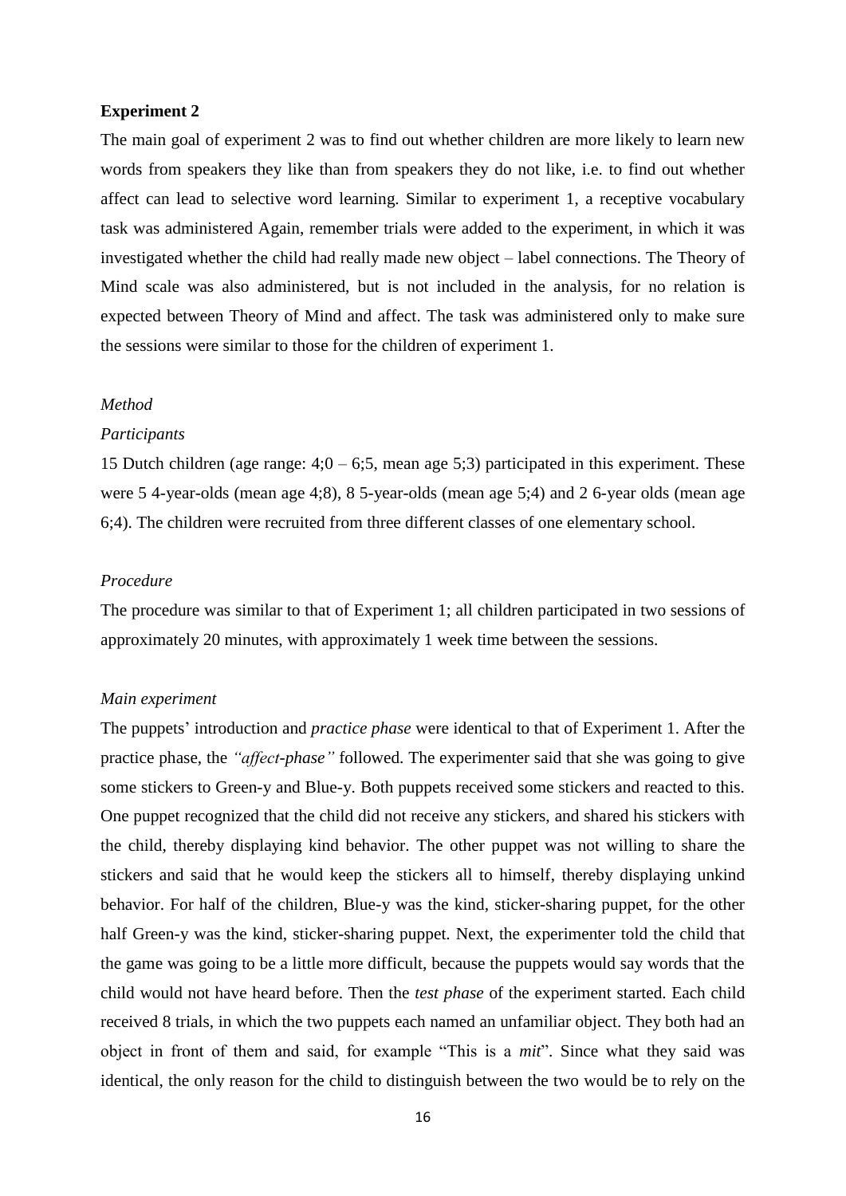**Experiment 2**

The main goal of experiment 2 was to find out whether children are more likely to learn new words from speakers they like than from speakers they do not like, i.e. to find out whether affect can lead to selective word learning. Similar to experiment 1, a receptive vocabulary task was administered Again, remember trials were added to the experiment, in which it was investigated whether the child had really made new object – label connections. The Theory of Mind scale was also administered, but is not included in the analysis, for no relation is expected between Theory of Mind and affect. The task was administered only to make sure the sessions were similar to those for the children of experiment 1.

*Method*

*Participants*

15 Dutch children (age range: 4;0 – 6;5, mean age 5;3) participated in this experiment. These were 5 4-year-olds (mean age 4;8), 8 5-year-olds (mean age 5;4) and 2 6-year olds (mean age 6;4). The children were recruited from three different classes of one elementary school.

*Procedure*

The procedure was similar to that of Experiment 1; all children participated in two sessions of approximately 20 minutes, with approximately 1 week time between the sessions.

*Main experiment*

The puppets' introduction and *practice phase* were identical to that of Experiment 1. After the practice phase, the *"affect-phase"* followed. The experimenter said that she was going to give some stickers to Green-y and Blue-y. Both puppets received some stickers and reacted to this. One puppet recognized that the child did not receive any stickers, and shared his stickers with the child, thereby displaying kind behavior. The other puppet was not willing to share the stickers and said that he would keep the stickers all to himself, thereby displaying unkind behavior. For half of the children, Blue-y was the kind, sticker-sharing puppet, for the other half Green-y was the kind, sticker-sharing puppet. Next, the experimenter told the child that the game was going to be a little more difficult, because the puppets would say words that the child would not have heard before. Then the *test phase* of the experiment started. Each child received 8 trials, in which the two puppets each named an unfamiliar object. They both had an object in front of them and said, for example "This is a *mit*". Since what they said was identical, the only reason for the child to distinguish between the two would be to rely on the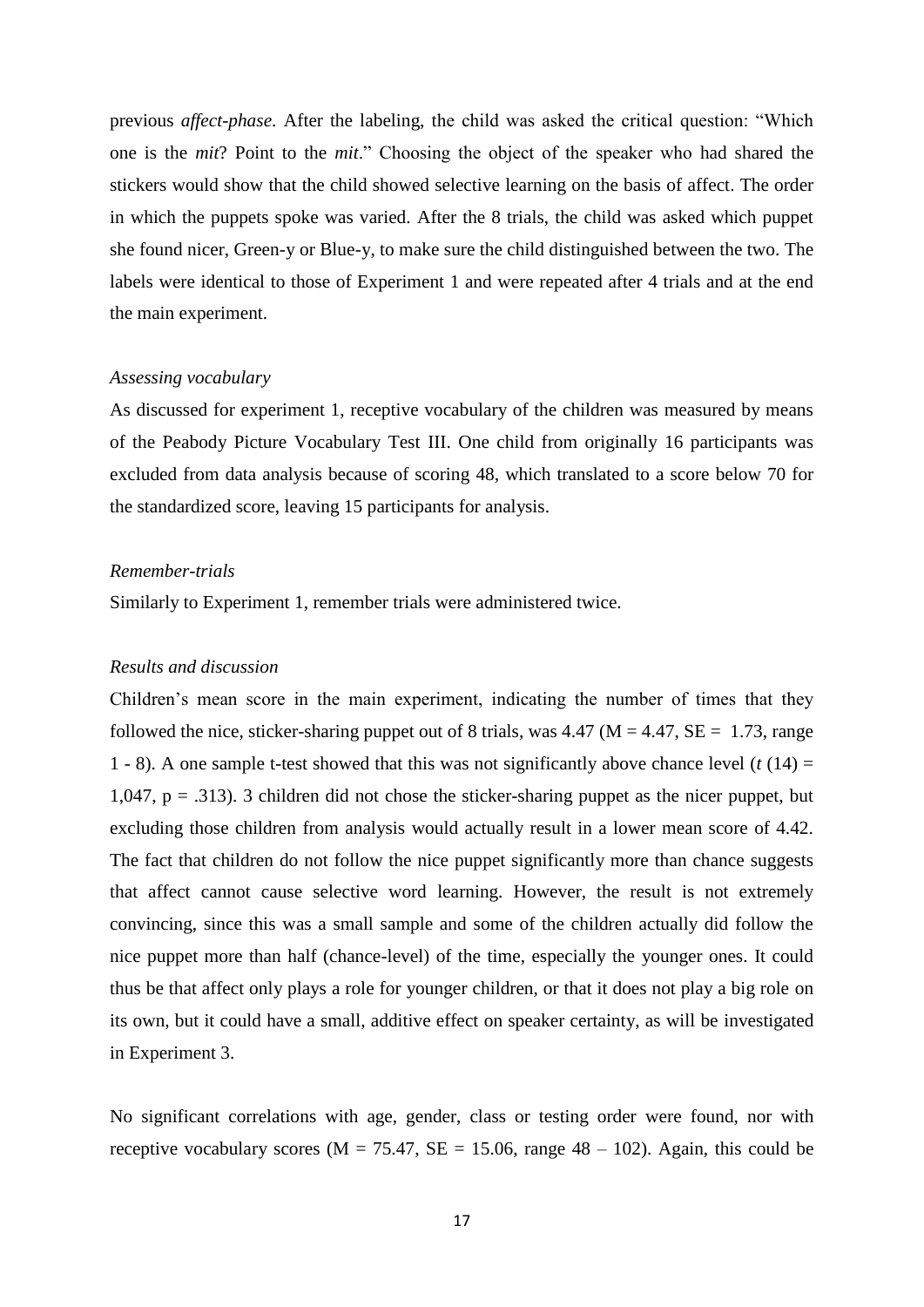previous *affect-phase*. After the labeling, the child was asked the critical question: “Which one is the *mit*? Point to the *mit*.” Choosing the object of the speaker who had shared the stickers would show that the child showed selective learning on the basis of affect. The order in which the puppets spoke was varied. After the 8 trials, the child was asked which puppet she found nicer, Green-y or Blue-y, to make sure the child distinguished between the two. The labels were identical to those of Experiment 1 and were repeated after 4 trials and at the end the main experiment.

*Assessing vocabulary*

As discussed for experiment 1, receptive vocabulary of the children was measured by means of the Peabody Picture Vocabulary Test III. One child from originally 16 participants was excluded from data analysis because of scoring 48, which translated to a score below 70 for the standardized score, leaving 15 participants for analysis.

*Remember-trials*

Similarly to Experiment 1, remember trials were administered twice.

*Results and discussion*

Children’s mean score in the main experiment, indicating the number of times that they followed the nice, sticker-sharing puppet out of 8 trials, was 4.47 ($M = 4.47$, $SE = 1.73$, range 1 - 8). A one sample t-test showed that this was not significantly above chance level ($t\,(14) =$ 1,047, $p = .313$). 3 children did not chose the sticker-sharing puppet as the nicer puppet, but excluding those children from analysis would actually result in a lower mean score of 4.42. The fact that children do not follow the nice puppet significantly more than chance suggests that affect cannot cause selective word learning. However, the result is not extremely convincing, since this was a small sample and some of the children actually did follow the nice puppet more than half (chance-level) of the time, especially the younger ones. It could thus be that affect only plays a role for younger children, or that it does not play a big role on its own, but it could have a small, additive effect on speaker certainty, as will be investigated in Experiment 3.

No significant correlations with age, gender, class or testing order were found, nor with receptive vocabulary scores ($M = 75.47$, $SE = 15.06$, range 48 – 102). Again, this could be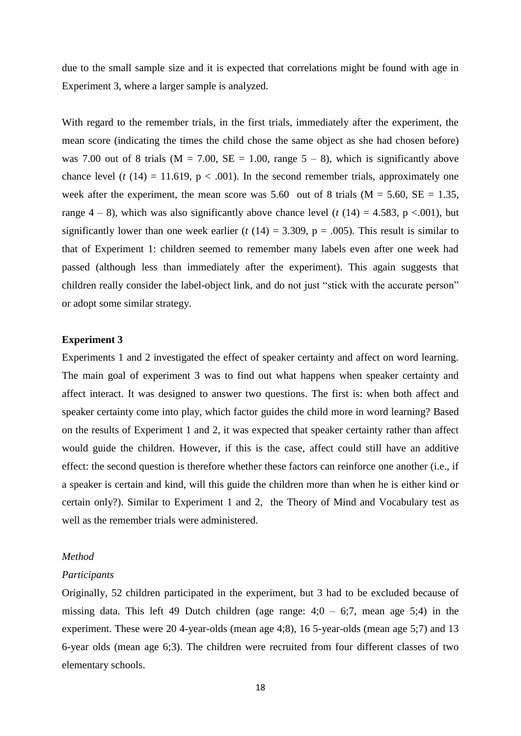due to the small sample size and it is expected that correlations might be found with age in Experiment 3, where a larger sample is analyzed.

With regard to the remember trials, in the first trials, immediately after the experiment, the mean score (indicating the times the child chose the same object as she had chosen before) was 7.00 out of 8 trials (M = 7.00, SE = 1.00, range 5 – 8), which is significantly above chance level ($t$ (14) = 11.619, $p < .001$). In the second remember trials, approximately one week after the experiment, the mean score was 5.60 out of 8 trials (M = 5.60, SE = 1.35, range 4 – 8), which was also significantly above chance level ($t$ (14) = 4.583, $p < .001$), but significantly lower than one week earlier ($t$ (14) = 3.309, $p = .005$). This result is similar to that of Experiment 1: children seemed to remember many labels even after one week had passed (although less than immediately after the experiment). This again suggests that children really consider the label-object link, and do not just "stick with the accurate person" or adopt some similar strategy.

### Experiment 3

Experiments 1 and 2 investigated the effect of speaker certainty and affect on word learning. The main goal of experiment 3 was to find out what happens when speaker certainty and affect interact. It was designed to answer two questions. The first is: when both affect and speaker certainty come into play, which factor guides the child more in word learning? Based on the results of Experiment 1 and 2, it was expected that speaker certainty rather than affect would guide the children. However, if this is the case, affect could still have an additive effect: the second question is therefore whether these factors can reinforce one another (i.e., if a speaker is certain and kind, will this guide the children more than when he is either kind or certain only?). Similar to Experiment 1 and 2, the Theory of Mind and Vocabulary test as well as the remember trials were administered.

*Method*

*Participants*

Originally, 52 children participated in the experiment, but 3 had to be excluded because of missing data. This left 49 Dutch children (age range: 4;0 – 6;7, mean age 5;4) in the experiment. These were 20 4-year-olds (mean age 4;8), 16 5-year-olds (mean age 5;7) and 13 6-year olds (mean age 6;3). The children were recruited from four different classes of two elementary schools.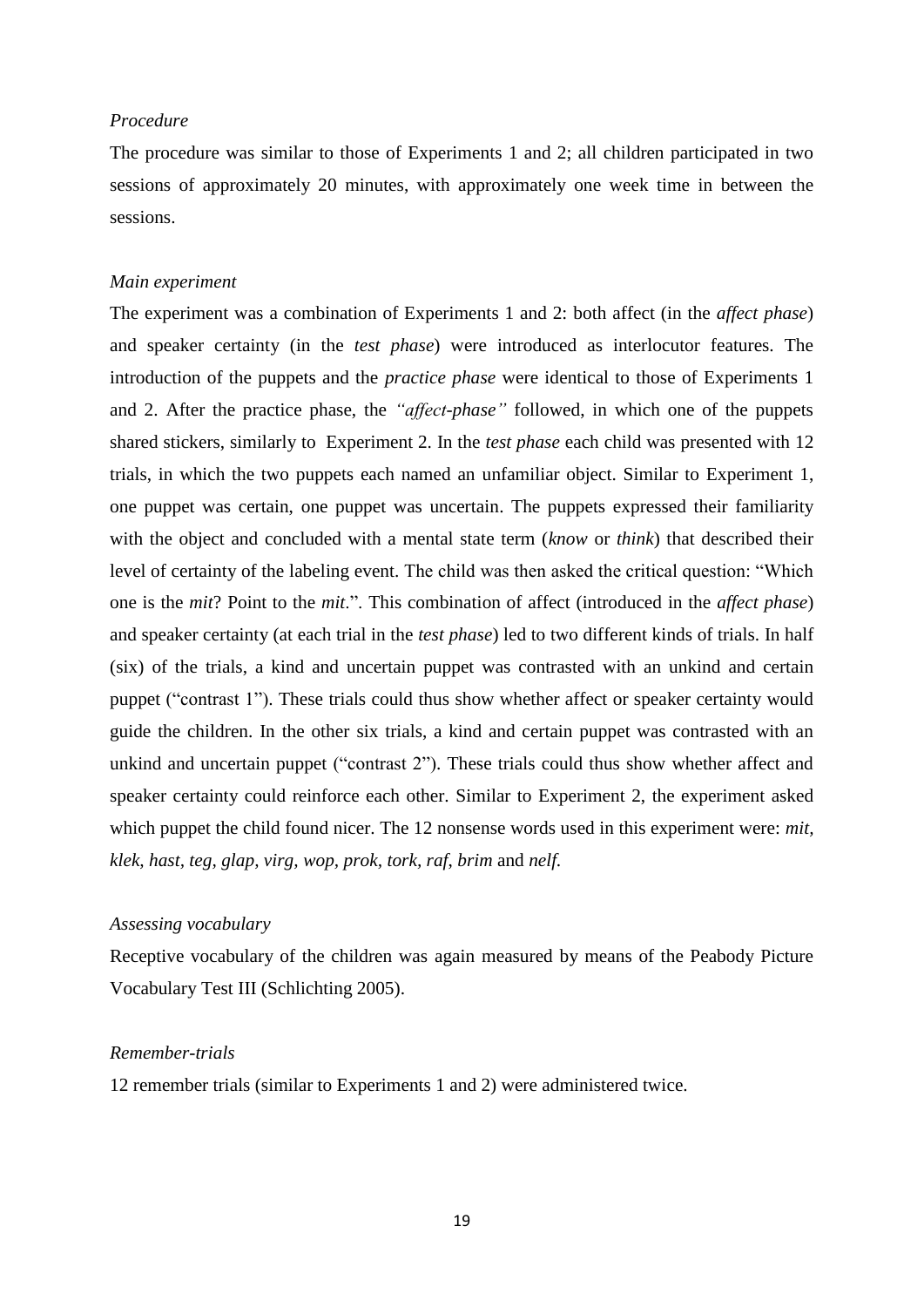*Procedure*

The procedure was similar to those of Experiments 1 and 2; all children participated in two sessions of approximately 20 minutes, with approximately one week time in between the sessions.

*Main experiment*

The experiment was a combination of Experiments 1 and 2: both affect (in the *affect phase*) and speaker certainty (in the *test phase*) were introduced as interlocutor features. The introduction of the puppets and the *practice phase* were identical to those of Experiments 1 and 2. After the practice phase, the *"affect-phase"* followed, in which one of the puppets shared stickers, similarly to Experiment 2. In the *test phase* each child was presented with 12 trials, in which the two puppets each named an unfamiliar object. Similar to Experiment 1, one puppet was certain, one puppet was uncertain. The puppets expressed their familiarity with the object and concluded with a mental state term (*know* or *think*) that described their level of certainty of the labeling event. The child was then asked the critical question: "Which one is the *mit*? Point to the *mit*.". This combination of affect (introduced in the *affect phase*) and speaker certainty (at each trial in the *test phase*) led to two different kinds of trials. In half (six) of the trials, a kind and uncertain puppet was contrasted with an unkind and certain puppet ("contrast 1"). These trials could thus show whether affect or speaker certainty would guide the children. In the other six trials, a kind and certain puppet was contrasted with an unkind and uncertain puppet ("contrast 2"). These trials could thus show whether affect and speaker certainty could reinforce each other. Similar to Experiment 2, the experiment asked which puppet the child found nicer. The 12 nonsense words used in this experiment were: *mit, klek, hast, teg, glap, virg, wop, prok, tork, raf, brim* and *nelf.*

*Assessing vocabulary*

Receptive vocabulary of the children was again measured by means of the Peabody Picture Vocabulary Test III (Schlichting 2005).

*Remember-trials*

12 remember trials (similar to Experiments 1 and 2) were administered twice.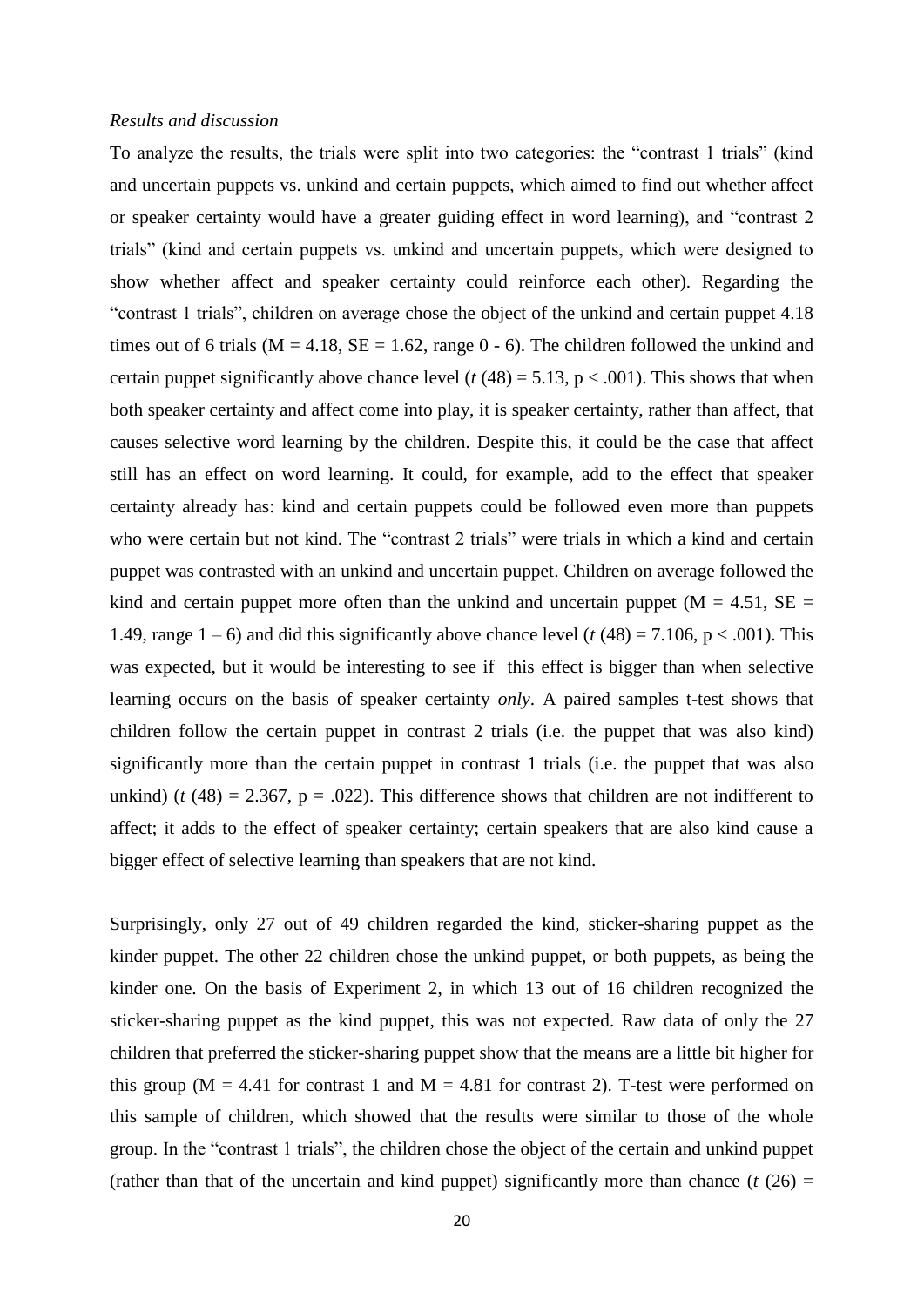*Results and discussion*

To analyze the results, the trials were split into two categories: the "contrast 1 trials" (kind and uncertain puppets vs. unkind and certain puppets, which aimed to find out whether affect or speaker certainty would have a greater guiding effect in word learning), and "contrast 2 trials" (kind and certain puppets vs. unkind and uncertain puppets, which were designed to show whether affect and speaker certainty could reinforce each other). Regarding the "contrast 1 trials", children on average chose the object of the unkind and certain puppet 4.18 times out of 6 trials ($M = 4.18$, $SE = 1.62$, range 0 - 6). The children followed the unkind and certain puppet significantly above chance level ($t$ (48) = 5.13, $p < .001$). This shows that when both speaker certainty and affect come into play, it is speaker certainty, rather than affect, that causes selective word learning by the children. Despite this, it could be the case that affect still has an effect on word learning. It could, for example, add to the effect that speaker certainty already has: kind and certain puppets could be followed even more than puppets who were certain but not kind. The "contrast 2 trials" were trials in which a kind and certain puppet was contrasted with an unkind and uncertain puppet. Children on average followed the kind and certain puppet more often than the unkind and uncertain puppet ($M = 4.51$, $SE = 1.49$, range 1 – 6) and did this significantly above chance level ($t$ (48) = 7.106, $p < .001$). This was expected, but it would be interesting to see if this effect is bigger than when selective learning occurs on the basis of speaker certainty *only*. A paired samples t-test shows that children follow the certain puppet in contrast 2 trials (i.e. the puppet that was also kind) significantly more than the certain puppet in contrast 1 trials (i.e. the puppet that was also unkind) ($t$ (48) = 2.367, $p = .022$). This difference shows that children are not indifferent to affect; it adds to the effect of speaker certainty; certain speakers that are also kind cause a bigger effect of selective learning than speakers that are not kind.

Surprisingly, only 27 out of 49 children regarded the kind, sticker-sharing puppet as the kinder puppet. The other 22 children chose the unkind puppet, or both puppets, as being the kinder one. On the basis of Experiment 2, in which 13 out of 16 children recognized the sticker-sharing puppet as the kind puppet, this was not expected. Raw data of only the 27 children that preferred the sticker-sharing puppet show that the means are a little bit higher for this group ($M = 4.41$ for contrast 1 and $M = 4.81$ for contrast 2). T-test were performed on this sample of children, which showed that the results were similar to those of the whole group. In the "contrast 1 trials", the children chose the object of the certain and unkind puppet (rather than that of the uncertain and kind puppet) significantly more than chance ($t$ (26) =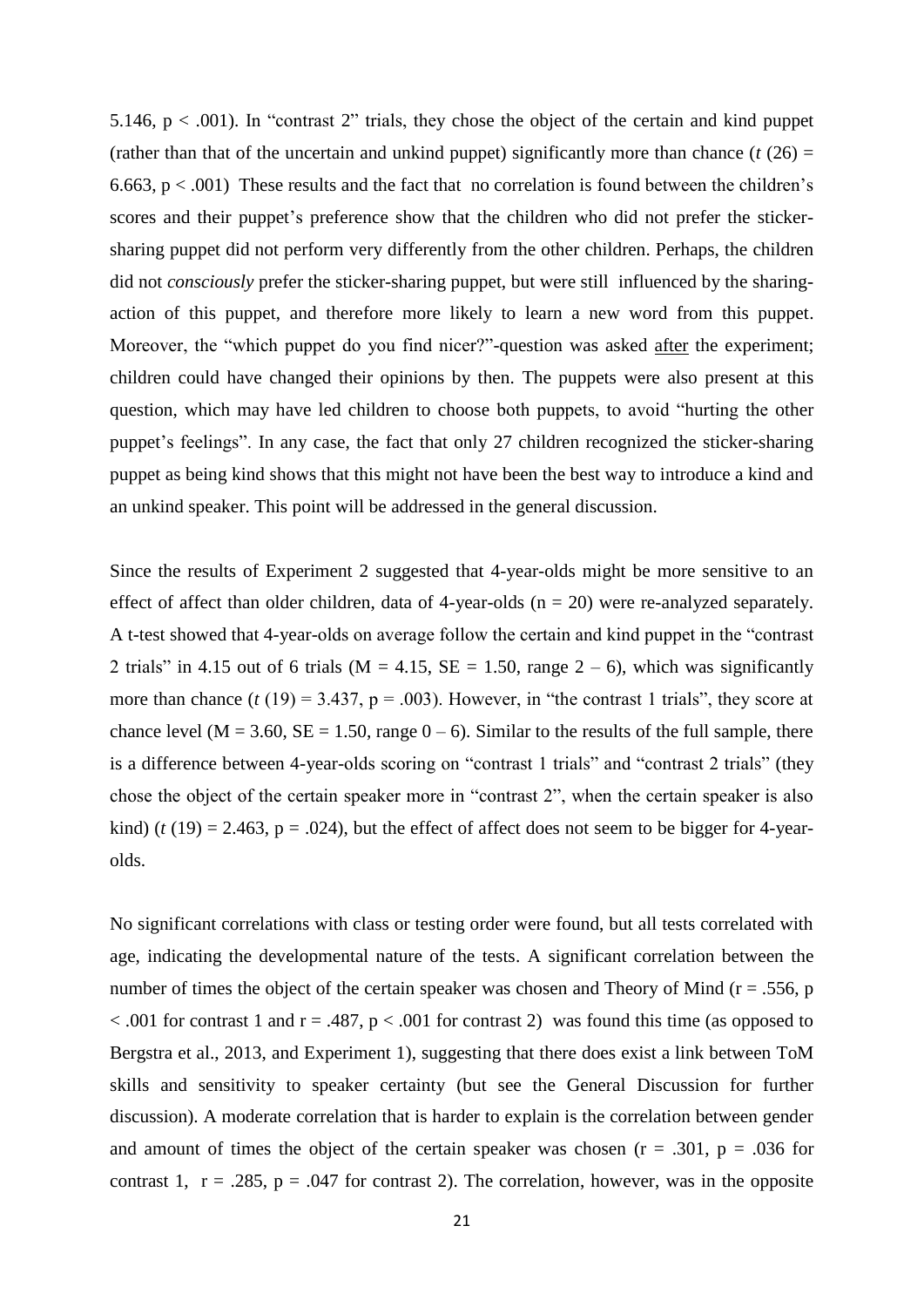5.146, $p < .001$). In "contrast 2" trials, they chose the object of the certain and kind puppet (rather than that of the uncertain and unkind puppet) significantly more than chance ($t$ (26) = 6.663, $p < .001$) These results and the fact that no correlation is found between the children's scores and their puppet's preference show that the children who did not prefer the sticker-sharing puppet did not perform very differently from the other children. Perhaps, the children did not *consciously* prefer the sticker-sharing puppet, but were still influenced by the sharing-action of this puppet, and therefore more likely to learn a new word from this puppet. Moreover, the "which puppet do you find nicer?"-question was asked after the experiment; children could have changed their opinions by then. The puppets were also present at this question, which may have led children to choose both puppets, to avoid "hurting the other puppet's feelings". In any case, the fact that only 27 children recognized the sticker-sharing puppet as being kind shows that this might not have been the best way to introduce a kind and an unkind speaker. This point will be addressed in the general discussion.

Since the results of Experiment 2 suggested that 4-year-olds might be more sensitive to an effect of affect than older children, data of 4-year-olds (n = 20) were re-analyzed separately. A t-test showed that 4-year-olds on average follow the certain and kind puppet in the "contrast 2 trials" in 4.15 out of 6 trials (M = 4.15, SE = 1.50, range 2 – 6), which was significantly more than chance ($t$ (19) = 3.437, $p = .003$). However, in "the contrast 1 trials", they score at chance level (M = 3.60, SE = 1.50, range 0 – 6). Similar to the results of the full sample, there is a difference between 4-year-olds scoring on "contrast 1 trials" and "contrast 2 trials" (they chose the object of the certain speaker more in "contrast 2", when the certain speaker is also kind) ($t$ (19) = 2.463, $p = .024$), but the effect of affect does not seem to be bigger for 4-year-olds.

No significant correlations with class or testing order were found, but all tests correlated with age, indicating the developmental nature of the tests. A significant correlation between the number of times the object of the certain speaker was chosen and Theory of Mind ($r = .556$, $p < .001$ for contrast 1 and $r = .487$, $p < .001$ for contrast 2) was found this time (as opposed to Bergstra et al., 2013, and Experiment 1), suggesting that there does exist a link between ToM skills and sensitivity to speaker certainty (but see the General Discussion for further discussion). A moderate correlation that is harder to explain is the correlation between gender and amount of times the object of the certain speaker was chosen ($r = .301$, $p = .036$ for contrast 1, $r = .285$, $p = .047$ for contrast 2). The correlation, however, was in the opposite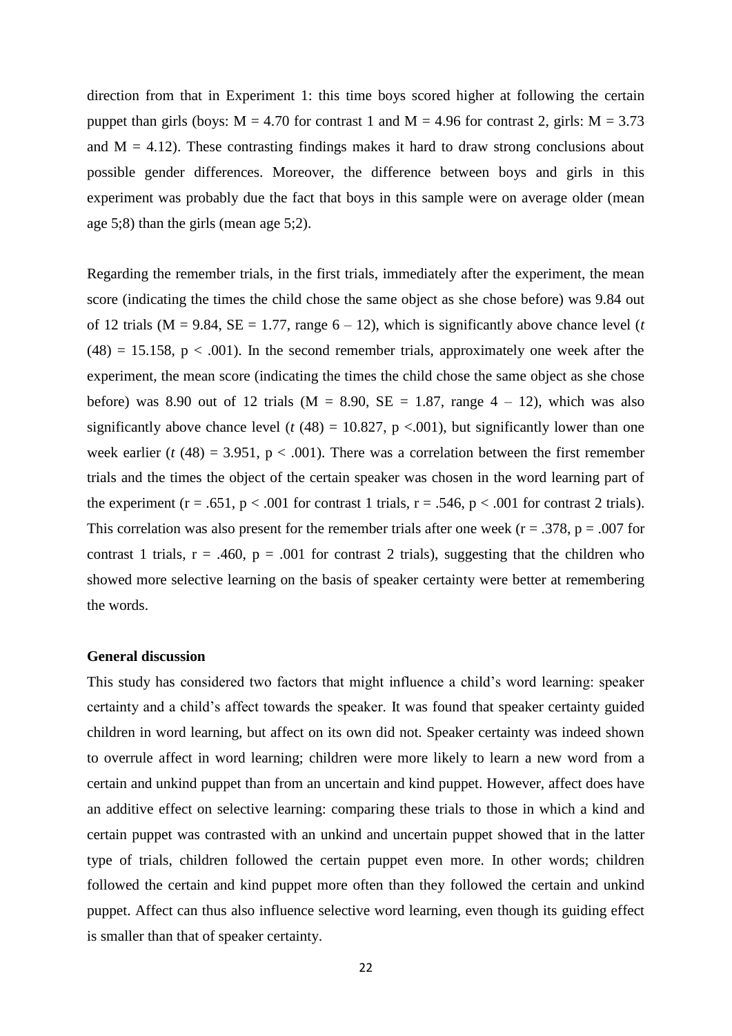direction from that in Experiment 1: this time boys scored higher at following the certain puppet than girls (boys: $M = 4.70$ for contrast 1 and $M = 4.96$ for contrast 2, girls: $M = 3.73$ and $M = 4.12$). These contrasting findings makes it hard to draw strong conclusions about possible gender differences. Moreover, the difference between boys and girls in this experiment was probably due the fact that boys in this sample were on average older (mean age 5;8) than the girls (mean age 5;2).

Regarding the remember trials, in the first trials, immediately after the experiment, the mean score (indicating the times the child chose the same object as she chose before) was 9.84 out of 12 trials ($M = 9.84$, $SE = 1.77$, range 6 – 12), which is significantly above chance level ($t(48) = 15.158$, $p < .001$). In the second remember trials, approximately one week after the experiment, the mean score (indicating the times the child chose the same object as she chose before) was 8.90 out of 12 trials ($M = 8.90$, $SE = 1.87$, range 4 – 12), which was also significantly above chance level ($t(48) = 10.827$, $p < .001$), but significantly lower than one week earlier ($t(48) = 3.951$, $p < .001$). There was a correlation between the first remember trials and the times the object of the certain speaker was chosen in the word learning part of the experiment ($r = .651$, $p < .001$ for contrast 1 trials, $r = .546$, $p < .001$ for contrast 2 trials). This correlation was also present for the remember trials after one week ($r = .378$, $p = .007$ for contrast 1 trials, $r = .460$, $p = .001$ for contrast 2 trials), suggesting that the children who showed more selective learning on the basis of speaker certainty were better at remembering the words.

**General discussion**

This study has considered two factors that might influence a child's word learning: speaker certainty and a child's affect towards the speaker. It was found that speaker certainty guided children in word learning, but affect on its own did not. Speaker certainty was indeed shown to overrule affect in word learning; children were more likely to learn a new word from a certain and unkind puppet than from an uncertain and kind puppet. However, affect does have an additive effect on selective learning: comparing these trials to those in which a kind and certain puppet was contrasted with an unkind and uncertain puppet showed that in the latter type of trials, children followed the certain puppet even more. In other words; children followed the certain and kind puppet more often than they followed the certain and unkind puppet. Affect can thus also influence selective word learning, even though its guiding effect is smaller than that of speaker certainty.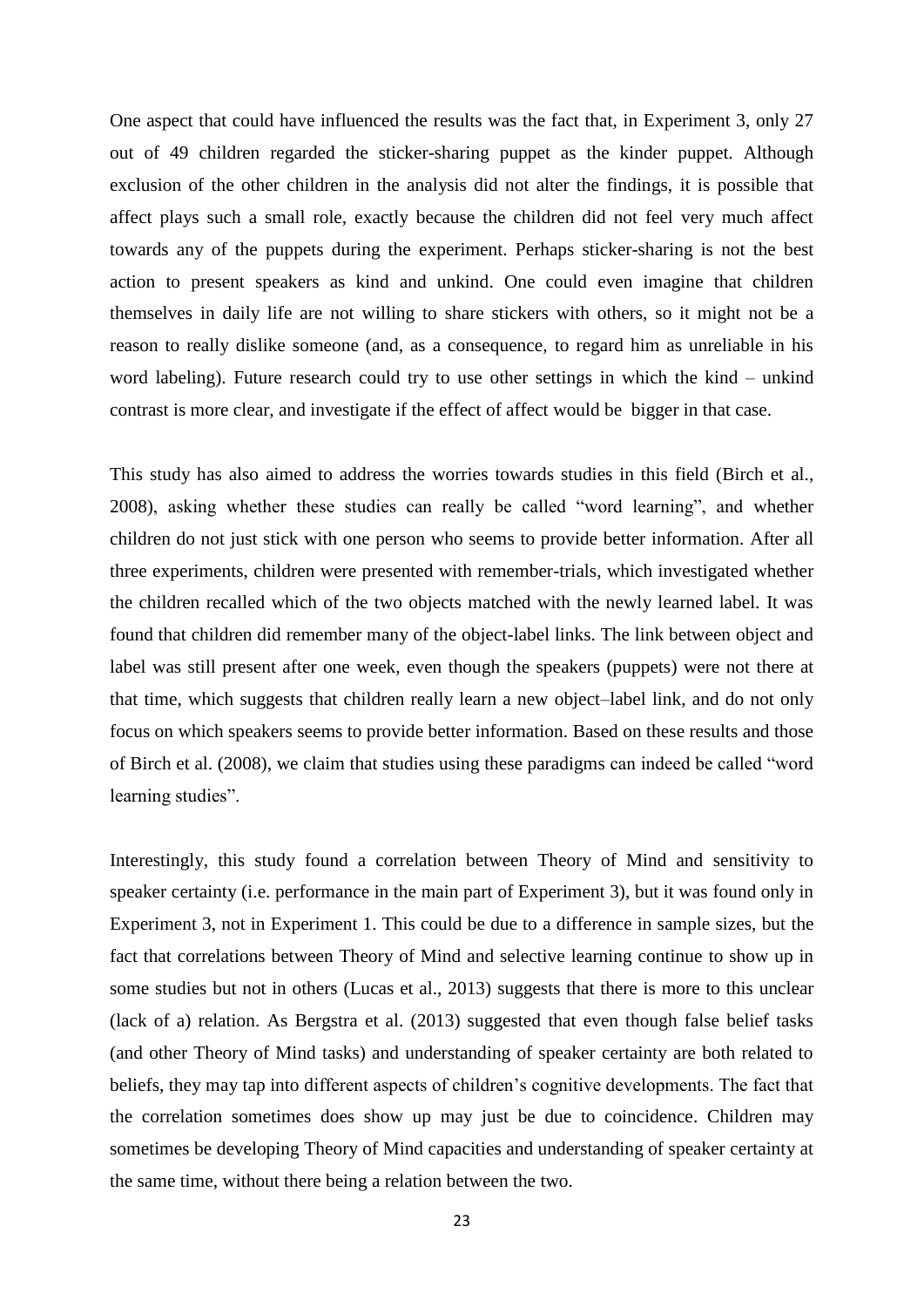One aspect that could have influenced the results was the fact that, in Experiment 3, only 27 out of 49 children regarded the sticker-sharing puppet as the kinder puppet. Although exclusion of the other children in the analysis did not alter the findings, it is possible that affect plays such a small role, exactly because the children did not feel very much affect towards any of the puppets during the experiment. Perhaps sticker-sharing is not the best action to present speakers as kind and unkind. One could even imagine that children themselves in daily life are not willing to share stickers with others, so it might not be a reason to really dislike someone (and, as a consequence, to regard him as unreliable in his word labeling). Future research could try to use other settings in which the kind – unkind contrast is more clear, and investigate if the effect of affect would be bigger in that case.

This study has also aimed to address the worries towards studies in this field (Birch et al., 2008), asking whether these studies can really be called "word learning", and whether children do not just stick with one person who seems to provide better information. After all three experiments, children were presented with remember-trials, which investigated whether the children recalled which of the two objects matched with the newly learned label. It was found that children did remember many of the object-label links. The link between object and label was still present after one week, even though the speakers (puppets) were not there at that time, which suggests that children really learn a new object–label link, and do not only focus on which speakers seems to provide better information. Based on these results and those of Birch et al. (2008), we claim that studies using these paradigms can indeed be called "word learning studies".

Interestingly, this study found a correlation between Theory of Mind and sensitivity to speaker certainty (i.e. performance in the main part of Experiment 3), but it was found only in Experiment 3, not in Experiment 1. This could be due to a difference in sample sizes, but the fact that correlations between Theory of Mind and selective learning continue to show up in some studies but not in others (Lucas et al., 2013) suggests that there is more to this unclear (lack of a) relation. As Bergstra et al. (2013) suggested that even though false belief tasks (and other Theory of Mind tasks) and understanding of speaker certainty are both related to beliefs, they may tap into different aspects of children's cognitive developments. The fact that the correlation sometimes does show up may just be due to coincidence. Children may sometimes be developing Theory of Mind capacities and understanding of speaker certainty at the same time, without there being a relation between the two.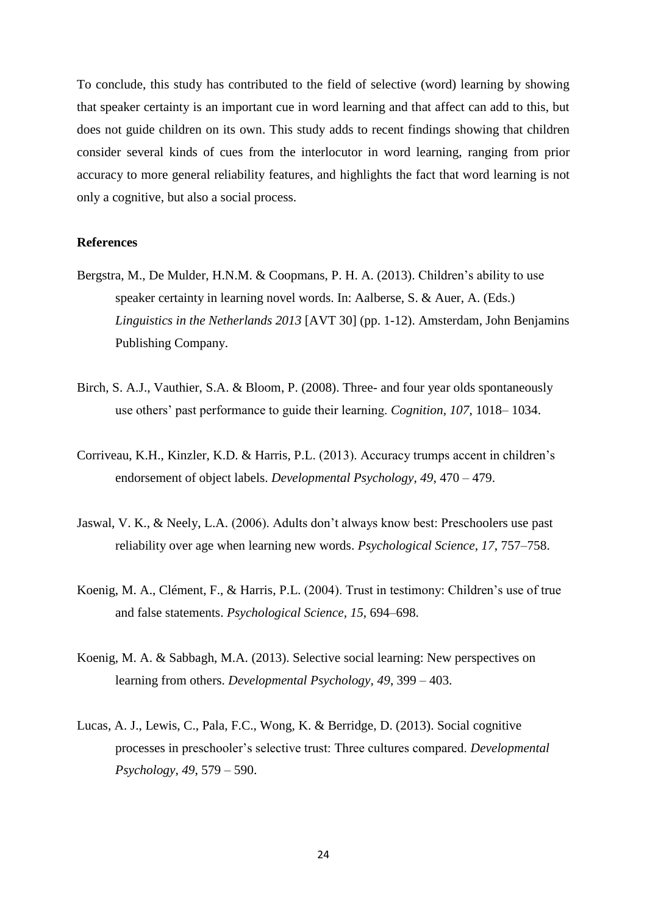To conclude, this study has contributed to the field of selective (word) learning by showing that speaker certainty is an important cue in word learning and that affect can add to this, but does not guide children on its own. This study adds to recent findings showing that children consider several kinds of cues from the interlocutor in word learning, ranging from prior accuracy to more general reliability features, and highlights the fact that word learning is not only a cognitive, but also a social process.

**References**

Bergstra, M., De Mulder, H.N.M. & Coopmans, P. H. A. (2013). Children's ability to use speaker certainty in learning novel words. In: Aalberse, S. & Auer, A. (Eds.) *Linguistics in the Netherlands 2013* [AVT 30] (pp. 1-12). Amsterdam, John Benjamins Publishing Company.

Birch, S. A.J., Vauthier, S.A. & Bloom, P. (2008). Three- and four year olds spontaneously use others' past performance to guide their learning. *Cognition, 107*, 1018– 1034.

Corriveau, K.H., Kinzler, K.D. & Harris, P.L. (2013). Accuracy trumps accent in children's endorsement of object labels. *Developmental Psychology, 49*, 470 – 479.

Jaswal, V. K., & Neely, L.A. (2006). Adults don't always know best: Preschoolers use past reliability over age when learning new words. *Psychological Science, 17*, 757–758.

Koenig, M. A., Clément, F., & Harris, P.L. (2004). Trust in testimony: Children's use of true and false statements. *Psychological Science, 15*, 694–698.

Koenig, M. A. & Sabbagh, M.A. (2013). Selective social learning: New perspectives on learning from others. *Developmental Psychology, 49*, 399 – 403.

Lucas, A. J., Lewis, C., Pala, F.C., Wong, K. & Berridge, D. (2013). Social cognitive processes in preschooler's selective trust: Three cultures compared. *Developmental Psychology, 49*, 579 – 590.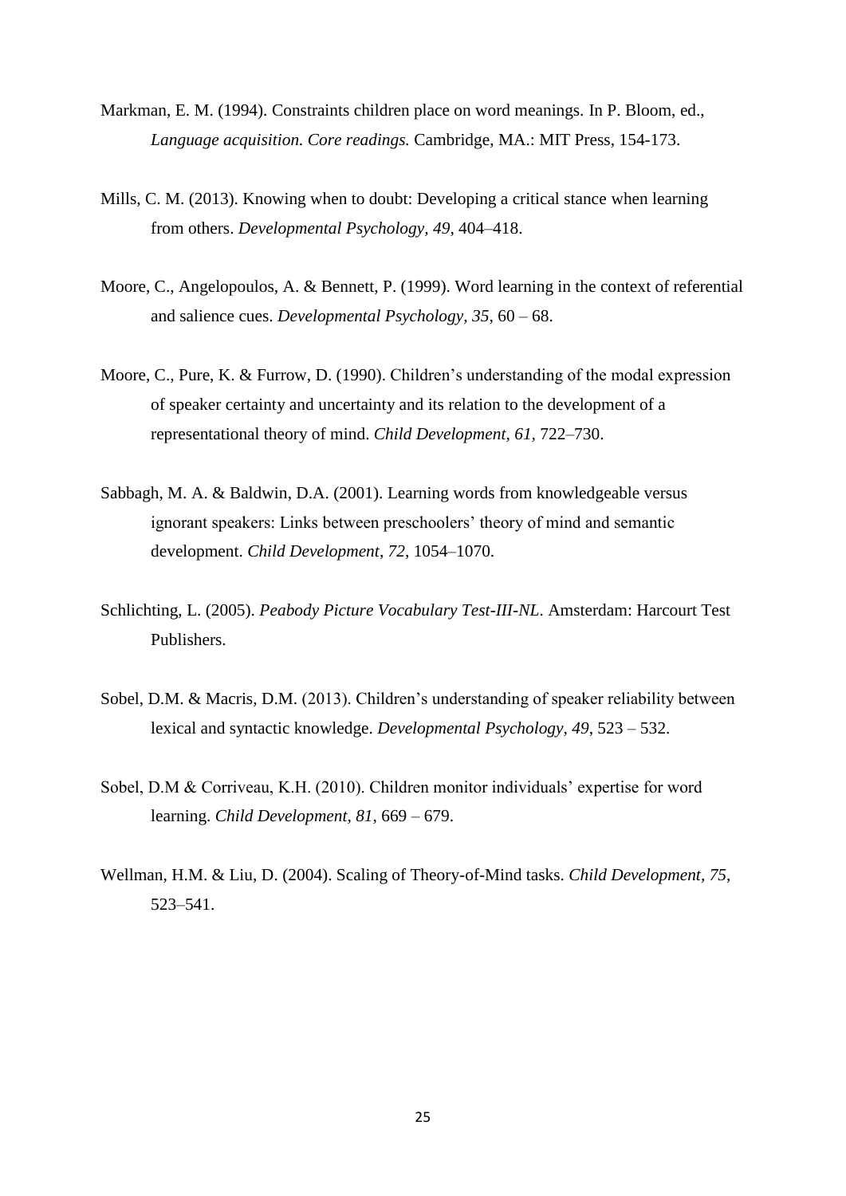Markman, E. M. (1994). Constraints children place on word meanings. In P. Bloom, ed., *Language acquisition. Core readings.* Cambridge, MA.: MIT Press, 154-173.

Mills, C. M. (2013). Knowing when to doubt: Developing a critical stance when learning from others. *Developmental Psychology, 49,* 404–418.

Moore, C., Angelopoulos, A. & Bennett, P. (1999). Word learning in the context of referential and salience cues. *Developmental Psychology, 35*, 60 – 68.

Moore, C., Pure, K. & Furrow, D. (1990). Children's understanding of the modal expression of speaker certainty and uncertainty and its relation to the development of a representational theory of mind. *Child Development, 61,* 722–730.

Sabbagh, M. A. & Baldwin, D.A. (2001). Learning words from knowledgeable versus ignorant speakers: Links between preschoolers' theory of mind and semantic development. *Child Development, 72*, 1054–1070.

Schlichting, L. (2005). *Peabody Picture Vocabulary Test-III-NL*. Amsterdam: Harcourt Test Publishers.

Sobel, D.M. & Macris, D.M. (2013). Children's understanding of speaker reliability between lexical and syntactic knowledge. *Developmental Psychology, 49*, 523 – 532.

Sobel, D.M & Corriveau, K.H. (2010). Children monitor individuals' expertise for word learning. *Child Development, 81*, 669 – 679.

Wellman, H.M. & Liu, D. (2004). Scaling of Theory-of-Mind tasks. *Child Development, 75*, 523–541.